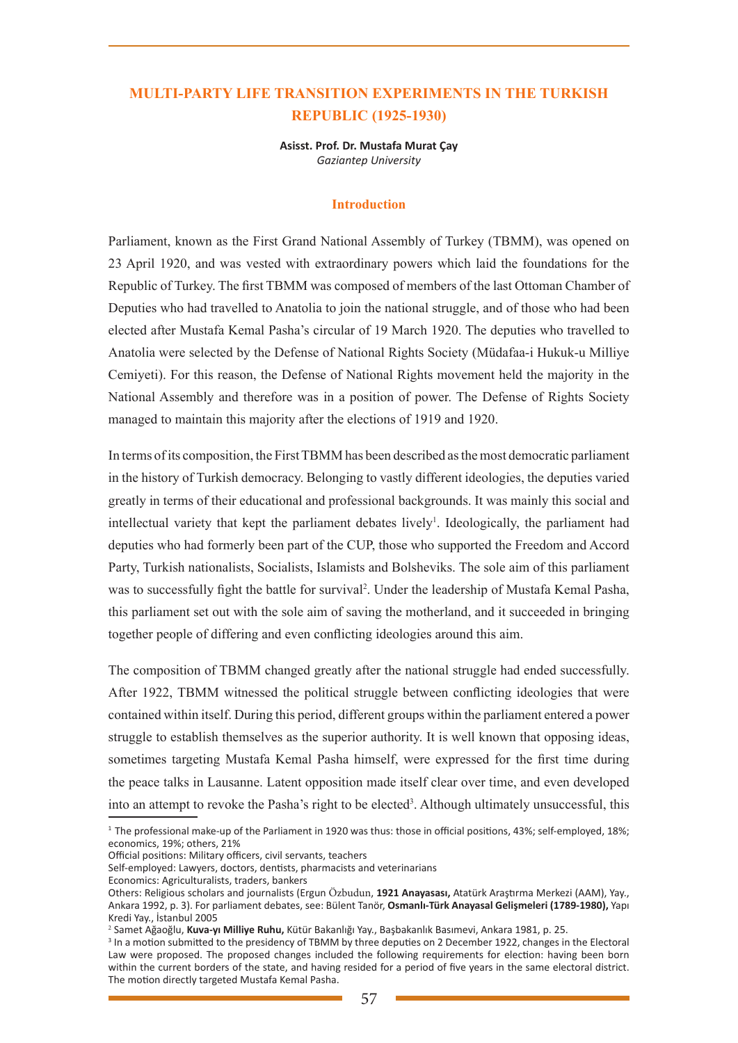# MULTI-PARTY LIFE TRANSITION EXPERIMENTS IN THE TURKISH REPUBLIC (1925-1930)

**Asisst. Prof. Dr. Mustafa Murat Çay**
*Gaziantep University*

## Introduction

Parliament, known as the First Grand National Assembly of Turkey (TBMM), was opened on 23 April 1920, and was vested with extraordinary powers which laid the foundations for the Republic of Turkey. The first TBMM was composed of members of the last Ottoman Chamber of Deputies who had travelled to Anatolia to join the national struggle, and of those who had been elected after Mustafa Kemal Pasha's circular of 19 March 1920. The deputies who travelled to Anatolia were selected by the Defense of National Rights Society (Müdafaa-i Hukuk-u Milliye Cemiyeti). For this reason, the Defense of National Rights movement held the majority in the National Assembly and therefore was in a position of power. The Defense of Rights Society managed to maintain this majority after the elections of 1919 and 1920.

In terms of its composition, the First TBMM has been described as the most democratic parliament in the history of Turkish democracy. Belonging to vastly different ideologies, the deputies varied greatly in terms of their educational and professional backgrounds. It was mainly this social and intellectual variety that kept the parliament debates lively[1]. Ideologically, the parliament had deputies who had formerly been part of the CUP, those who supported the Freedom and Accord Party, Turkish nationalists, Socialists, Islamists and Bolsheviks. The sole aim of this parliament was to successfully fight the battle for survival[2]. Under the leadership of Mustafa Kemal Pasha, this parliament set out with the sole aim of saving the motherland, and it succeeded in bringing together people of differing and even conflicting ideologies around this aim.

The composition of TBMM changed greatly after the national struggle had ended successfully. After 1922, TBMM witnessed the political struggle between conflicting ideologies that were contained within itself. During this period, different groups within the parliament entered a power struggle to establish themselves as the superior authority. It is well known that opposing ideas, sometimes targeting Mustafa Kemal Pasha himself, were expressed for the first time during the peace talks in Lausanne. Latent opposition made itself clear over time, and even developed into an attempt to revoke the Pasha's right to be elected[3]. Although ultimately unsuccessful, this

---

[1] The professional make-up of the Parliament in 1920 was thus: those in official positions, 43%; self-employed, 18%; economics, 19%; others, 21%
Official positions: Military officers, civil servants, teachers
Self-employed: Lawyers, doctors, dentists, pharmacists and veterinarians
Economics: Agriculturalists, traders, bankers
Others: Religious scholars and journalists (Ergun Özbudun, **1921 Anayasası,** Atatürk Araştırma Merkezi (AAM), Yay., Ankara 1992, p. 3). For parliament debates, see: Bülent Tanör, **Osmanlı-Türk Anayasal Gelişmeleri (1789-1980),** Yapı Kredi Yay., İstanbul 2005

[2] Samet Ağaoğlu, **Kuva-yı Milliye Ruhu,** Kütür Bakanlığı Yay., Başbakanlık Basımevi, Ankara 1981, p. 25.

[3] In a motion submitted to the presidency of TBMM by three deputies on 2 December 1922, changes in the Electoral Law were proposed. The proposed changes included the following requirements for election: having been born within the current borders of the state, and having resided for a period of five years in the same electoral district. The motion directly targeted Mustafa Kemal Pasha.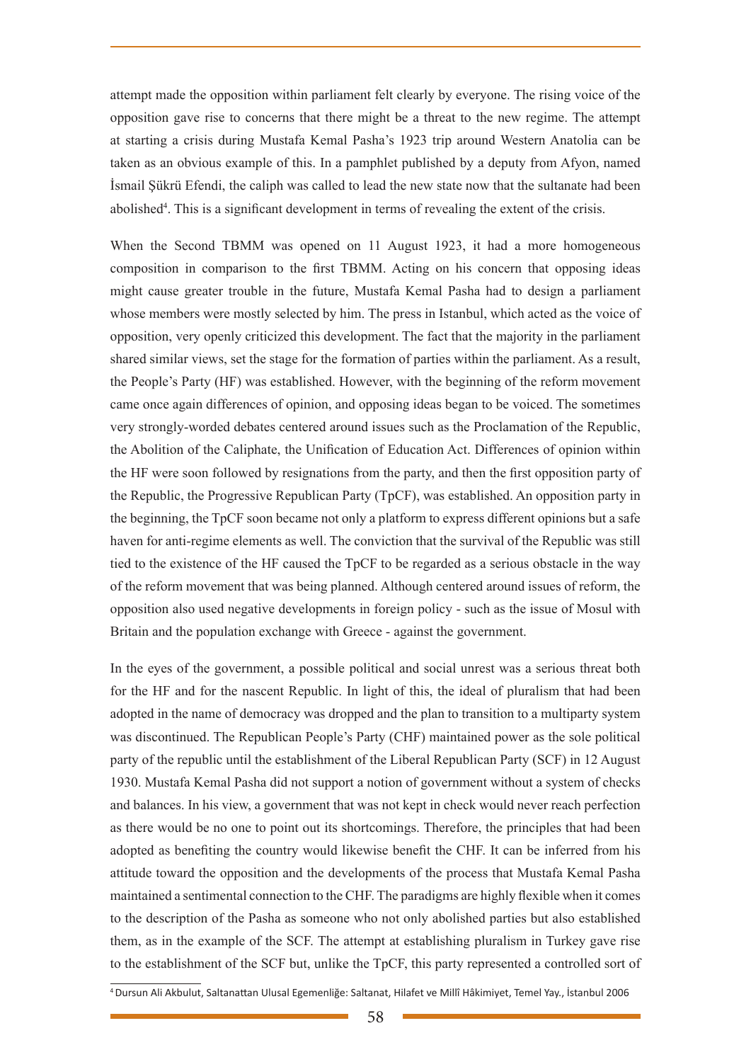attempt made the opposition within parliament felt clearly by everyone. The rising voice of the opposition gave rise to concerns that there might be a threat to the new regime. The attempt at starting a crisis during Mustafa Kemal Pasha's 1923 trip around Western Anatolia can be taken as an obvious example of this. In a pamphlet published by a deputy from Afyon, named İsmail Şükrü Efendi, the caliph was called to lead the new state now that the sultanate had been abolished[4]. This is a significant development in terms of revealing the extent of the crisis.

When the Second TBMM was opened on 11 August 1923, it had a more homogeneous composition in comparison to the first TBMM. Acting on his concern that opposing ideas might cause greater trouble in the future, Mustafa Kemal Pasha had to design a parliament whose members were mostly selected by him. The press in Istanbul, which acted as the voice of opposition, very openly criticized this development. The fact that the majority in the parliament shared similar views, set the stage for the formation of parties within the parliament. As a result, the People's Party (HF) was established. However, with the beginning of the reform movement came once again differences of opinion, and opposing ideas began to be voiced. The sometimes very strongly-worded debates centered around issues such as the Proclamation of the Republic, the Abolition of the Caliphate, the Unification of Education Act. Differences of opinion within the HF were soon followed by resignations from the party, and then the first opposition party of the Republic, the Progressive Republican Party (TpCF), was established. An opposition party in the beginning, the TpCF soon became not only a platform to express different opinions but a safe haven for anti-regime elements as well. The conviction that the survival of the Republic was still tied to the existence of the HF caused the TpCF to be regarded as a serious obstacle in the way of the reform movement that was being planned. Although centered around issues of reform, the opposition also used negative developments in foreign policy - such as the issue of Mosul with Britain and the population exchange with Greece - against the government.

In the eyes of the government, a possible political and social unrest was a serious threat both for the HF and for the nascent Republic. In light of this, the ideal of pluralism that had been adopted in the name of democracy was dropped and the plan to transition to a multiparty system was discontinued. The Republican People's Party (CHF) maintained power as the sole political party of the republic until the establishment of the Liberal Republican Party (SCF) in 12 August 1930. Mustafa Kemal Pasha did not support a notion of government without a system of checks and balances. In his view, a government that was not kept in check would never reach perfection as there would be no one to point out its shortcomings. Therefore, the principles that had been adopted as benefiting the country would likewise benefit the CHF. It can be inferred from his attitude toward the opposition and the developments of the process that Mustafa Kemal Pasha maintained a sentimental connection to the CHF. The paradigms are highly flexible when it comes to the description of the Pasha as someone who not only abolished parties but also established them, as in the example of the SCF. The attempt at establishing pluralism in Turkey gave rise to the establishment of the SCF but, unlike the TpCF, this party represented a controlled sort of

[4] Dursun Ali Akbulut, Saltanattan Ulusal Egemenliğe: Saltanat, Hilafet ve Millî Hâkimiyet, Temel Yay., İstanbul 2006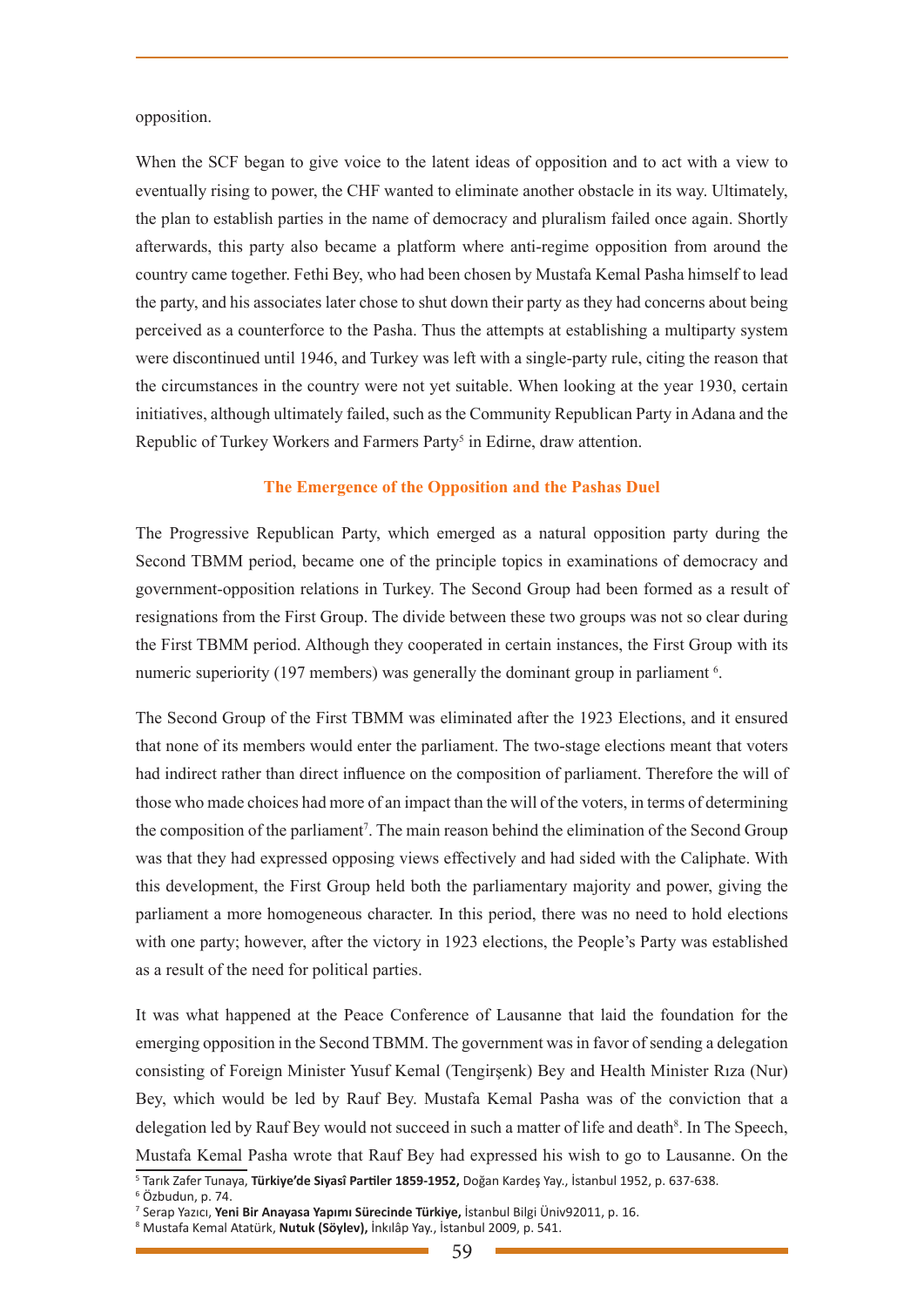opposition.

When the SCF began to give voice to the latent ideas of opposition and to act with a view to eventually rising to power, the CHF wanted to eliminate another obstacle in its way. Ultimately, the plan to establish parties in the name of democracy and pluralism failed once again. Shortly afterwards, this party also became a platform where anti-regime opposition from around the country came together. Fethi Bey, who had been chosen by Mustafa Kemal Pasha himself to lead the party, and his associates later chose to shut down their party as they had concerns about being perceived as a counterforce to the Pasha. Thus the attempts at establishing a multiparty system were discontinued until 1946, and Turkey was left with a single-party rule, citing the reason that the circumstances in the country were not yet suitable. When looking at the year 1930, certain initiatives, although ultimately failed, such as the Community Republican Party in Adana and the Republic of Turkey Workers and Farmers Party[5] in Edirne, draw attention.

### The Emergence of the Opposition and the Pashas Duel

The Progressive Republican Party, which emerged as a natural opposition party during the Second TBMM period, became one of the principle topics in examinations of democracy and government-opposition relations in Turkey. The Second Group had been formed as a result of resignations from the First Group. The divide between these two groups was not so clear during the First TBMM period. Although they cooperated in certain instances, the First Group with its numeric superiority (197 members) was generally the dominant group in parliament [6].

The Second Group of the First TBMM was eliminated after the 1923 Elections, and it ensured that none of its members would enter the parliament. The two-stage elections meant that voters had indirect rather than direct influence on the composition of parliament. Therefore the will of those who made choices had more of an impact than the will of the voters, in terms of determining the composition of the parliament[7]. The main reason behind the elimination of the Second Group was that they had expressed opposing views effectively and had sided with the Caliphate. With this development, the First Group held both the parliamentary majority and power, giving the parliament a more homogeneous character. In this period, there was no need to hold elections with one party; however, after the victory in 1923 elections, the People's Party was established as a result of the need for political parties.

It was what happened at the Peace Conference of Lausanne that laid the foundation for the emerging opposition in the Second TBMM. The government was in favor of sending a delegation consisting of Foreign Minister Yusuf Kemal (Tengirşenk) Bey and Health Minister Rıza (Nur) Bey, which would be led by Rauf Bey. Mustafa Kemal Pasha was of the conviction that a delegation led by Rauf Bey would not succeed in such a matter of life and death[8]. In The Speech, Mustafa Kemal Pasha wrote that Rauf Bey had expressed his wish to go to Lausanne. On the

---

[5] Tarık Zafer Tunaya, **Türkiye'de Siyasî Partiler 1859-1952,** Doğan Kardeş Yay., İstanbul 1952, p. 637-638.

[6] Özbudun, p. 74.

[7] Serap Yazıcı, **Yeni Bir Anayasa Yapımı Sürecinde Türkiye,** İstanbul Bilgi Üniv92011, p. 16.

[8] Mustafa Kemal Atatürk, **Nutuk (Söylev),** İnkılâp Yay., İstanbul 2009, p. 541.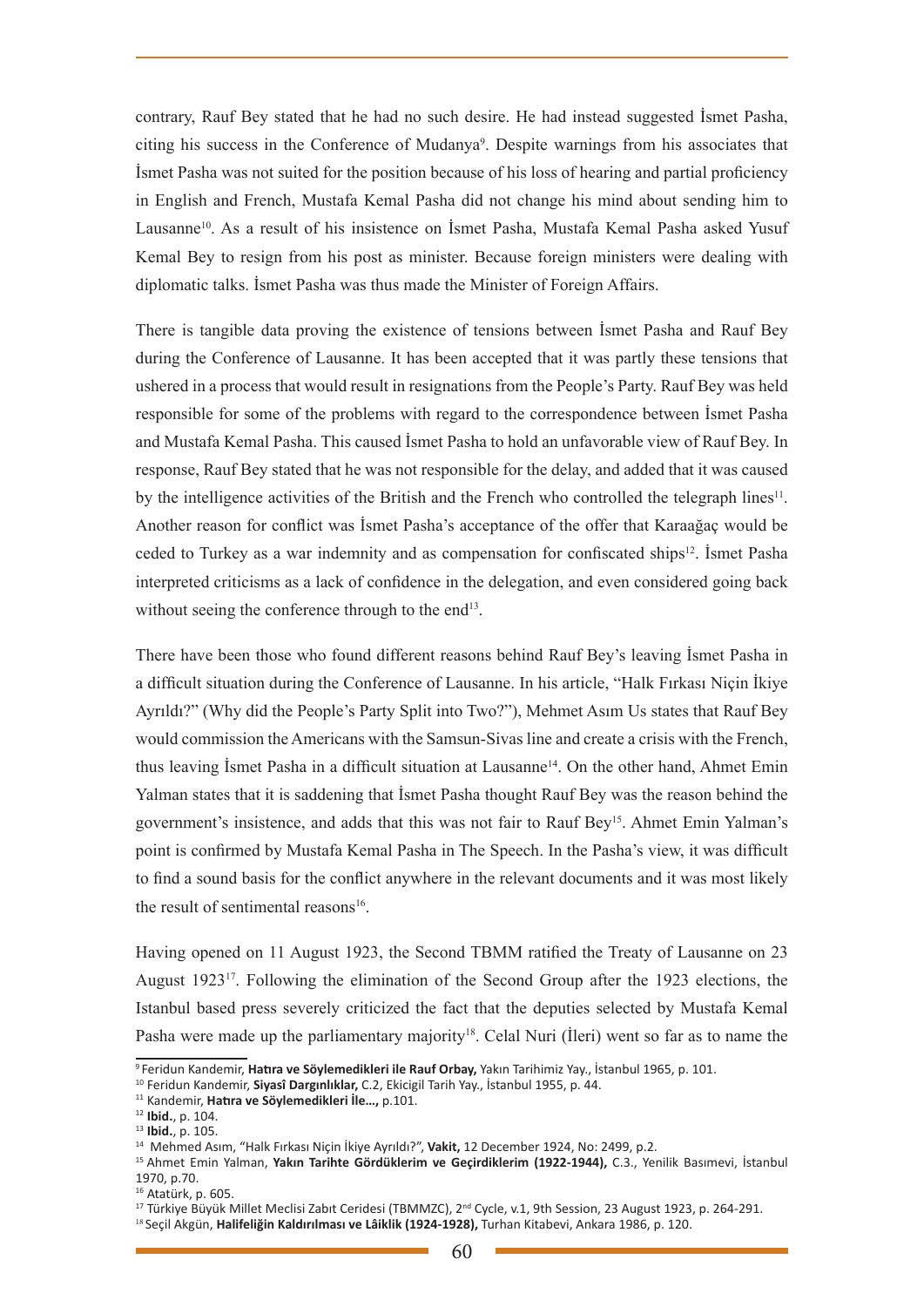contrary, Rauf Bey stated that he had no such desire. He had instead suggested İsmet Pasha, citing his success in the Conference of Mudanya[9]. Despite warnings from his associates that İsmet Pasha was not suited for the position because of his loss of hearing and partial proficiency in English and French, Mustafa Kemal Pasha did not change his mind about sending him to Lausanne[10]. As a result of his insistence on İsmet Pasha, Mustafa Kemal Pasha asked Yusuf Kemal Bey to resign from his post as minister. Because foreign ministers were dealing with diplomatic talks. İsmet Pasha was thus made the Minister of Foreign Affairs.

There is tangible data proving the existence of tensions between İsmet Pasha and Rauf Bey during the Conference of Lausanne. It has been accepted that it was partly these tensions that ushered in a process that would result in resignations from the People's Party. Rauf Bey was held responsible for some of the problems with regard to the correspondence between İsmet Pasha and Mustafa Kemal Pasha. This caused İsmet Pasha to hold an unfavorable view of Rauf Bey. In response, Rauf Bey stated that he was not responsible for the delay, and added that it was caused by the intelligence activities of the British and the French who controlled the telegraph lines[11]. Another reason for conflict was İsmet Pasha's acceptance of the offer that Karaağaç would be ceded to Turkey as a war indemnity and as compensation for confiscated ships[12]. İsmet Pasha interpreted criticisms as a lack of confidence in the delegation, and even considered going back without seeing the conference through to the end[13].

There have been those who found different reasons behind Rauf Bey's leaving İsmet Pasha in a difficult situation during the Conference of Lausanne. In his article, "Halk Fırkası Niçin İkiye Ayrıldı?" (Why did the People's Party Split into Two?"), Mehmet Asım Us states that Rauf Bey would commission the Americans with the Samsun-Sivas line and create a crisis with the French, thus leaving İsmet Pasha in a difficult situation at Lausanne[14]. On the other hand, Ahmet Emin Yalman states that it is saddening that İsmet Pasha thought Rauf Bey was the reason behind the government's insistence, and adds that this was not fair to Rauf Bey[15]. Ahmet Emin Yalman's point is confirmed by Mustafa Kemal Pasha in The Speech. In the Pasha's view, it was difficult to find a sound basis for the conflict anywhere in the relevant documents and it was most likely the result of sentimental reasons[16].

Having opened on 11 August 1923, the Second TBMM ratified the Treaty of Lausanne on 23 August 1923[17]. Following the elimination of the Second Group after the 1923 elections, the Istanbul based press severely criticized the fact that the deputies selected by Mustafa Kemal Pasha were made up the parliamentary majority[18]. Celal Nuri (İleri) went so far as to name the

---

[9] Feridun Kandemir, **Hatıra ve Söylemedikleri ile Rauf Orbay,** Yakın Tarihimiz Yay., İstanbul 1965, p. 101.

[10] Feridun Kandemir, **Siyasî Dargınlıklar,** C.2, Ekicigil Tarih Yay., İstanbul 1955, p. 44.

[11] Kandemir, **Hatıra ve Söylemedikleri İle…,** p.101.

[12] **Ibid.**, p. 104.

[13] **Ibid.**, p. 105.

[14] Mehmed Asım, "Halk Fırkası Niçin İkiye Ayrıldı?", **Vakit,** 12 December 1924, No: 2499, p.2.

[15] Ahmet Emin Yalman, **Yakın Tarihte Gördüklerim ve Geçirdiklerim (1922-1944),** C.3., Yenilik Basımevi, İstanbul 1970, p.70.

[16] Atatürk, p. 605.

[17] Türkiye Büyük Millet Meclisi Zabıt Ceridesi (TBMMZC), 2nd Cycle, v.1, 9th Session, 23 August 1923, p. 264-291.

[18] Seçil Akgün, **Halifeliğin Kaldırılması ve Lâiklik (1924-1928),** Turhan Kitabevi, Ankara 1986, p. 120.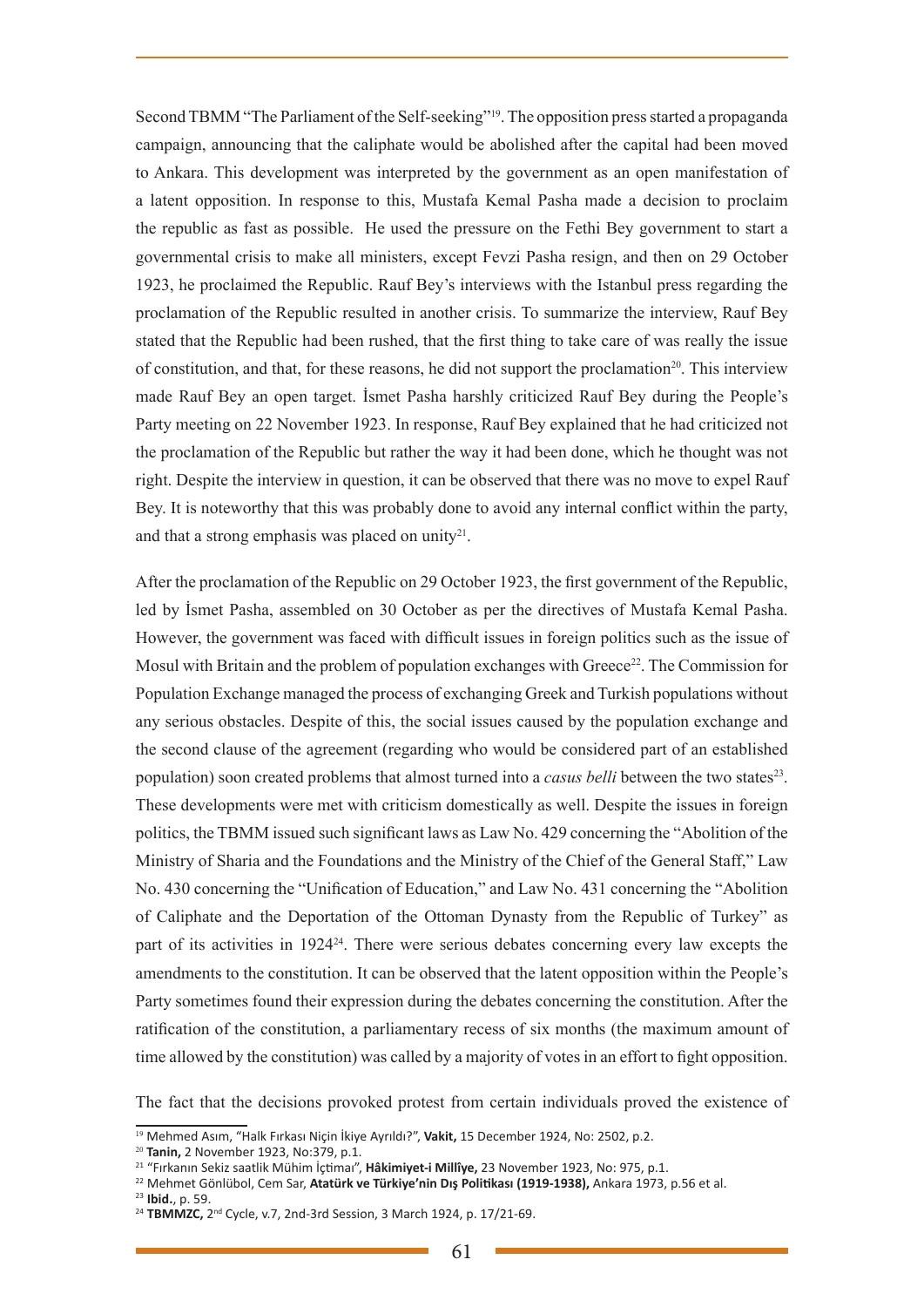Second TBMM "The Parliament of the Self-seeking"[19]. The opposition press started a propaganda campaign, announcing that the caliphate would be abolished after the capital had been moved to Ankara. This development was interpreted by the government as an open manifestation of a latent opposition. In response to this, Mustafa Kemal Pasha made a decision to proclaim the republic as fast as possible. He used the pressure on the Fethi Bey government to start a governmental crisis to make all ministers, except Fevzi Pasha resign, and then on 29 October 1923, he proclaimed the Republic. Rauf Bey's interviews with the Istanbul press regarding the proclamation of the Republic resulted in another crisis. To summarize the interview, Rauf Bey stated that the Republic had been rushed, that the first thing to take care of was really the issue of constitution, and that, for these reasons, he did not support the proclamation[20]. This interview made Rauf Bey an open target. İsmet Pasha harshly criticized Rauf Bey during the People's Party meeting on 22 November 1923. In response, Rauf Bey explained that he had criticized not the proclamation of the Republic but rather the way it had been done, which he thought was not right. Despite the interview in question, it can be observed that there was no move to expel Rauf Bey. It is noteworthy that this was probably done to avoid any internal conflict within the party, and that a strong emphasis was placed on unity[21].

After the proclamation of the Republic on 29 October 1923, the first government of the Republic, led by İsmet Pasha, assembled on 30 October as per the directives of Mustafa Kemal Pasha. However, the government was faced with difficult issues in foreign politics such as the issue of Mosul with Britain and the problem of population exchanges with Greece[22]. The Commission for Population Exchange managed the process of exchanging Greek and Turkish populations without any serious obstacles. Despite of this, the social issues caused by the population exchange and the second clause of the agreement (regarding who would be considered part of an established population) soon created problems that almost turned into a *casus belli* between the two states[23]. These developments were met with criticism domestically as well. Despite the issues in foreign politics, the TBMM issued such significant laws as Law No. 429 concerning the "Abolition of the Ministry of Sharia and the Foundations and the Ministry of the Chief of the General Staff," Law No. 430 concerning the "Unification of Education," and Law No. 431 concerning the "Abolition of Caliphate and the Deportation of the Ottoman Dynasty from the Republic of Turkey" as part of its activities in 1924[24]. There were serious debates concerning every law excepts the amendments to the constitution. It can be observed that the latent opposition within the People's Party sometimes found their expression during the debates concerning the constitution. After the ratification of the constitution, a parliamentary recess of six months (the maximum amount of time allowed by the constitution) was called by a majority of votes in an effort to fight opposition.

The fact that the decisions provoked protest from certain individuals proved the existence of

---

[19] Mehmed Asım, "Halk Fırkası Niçin İkiye Ayrıldı?", **Vakit,** 15 December 1924, No: 2502, p.2.

[20] **Tanin,** 2 November 1923, No:379, p.1.

[21] "Fırkanın Sekiz saatlik Mühim İçtimaı", **Hâkimiyet-i Millîye,** 23 November 1923, No: 975, p.1.

[22] Mehmet Gönlübol, Cem Sar, **Atatürk ve Türkiye'nin Dış Politikası (1919-1938),** Ankara 1973, p.56 et al.

[23] **Ibid.**, p. 59.

[24] **TBMMZC,** 2nd Cycle, v.7, 2nd-3rd Session, 3 March 1924, p. 17/21-69.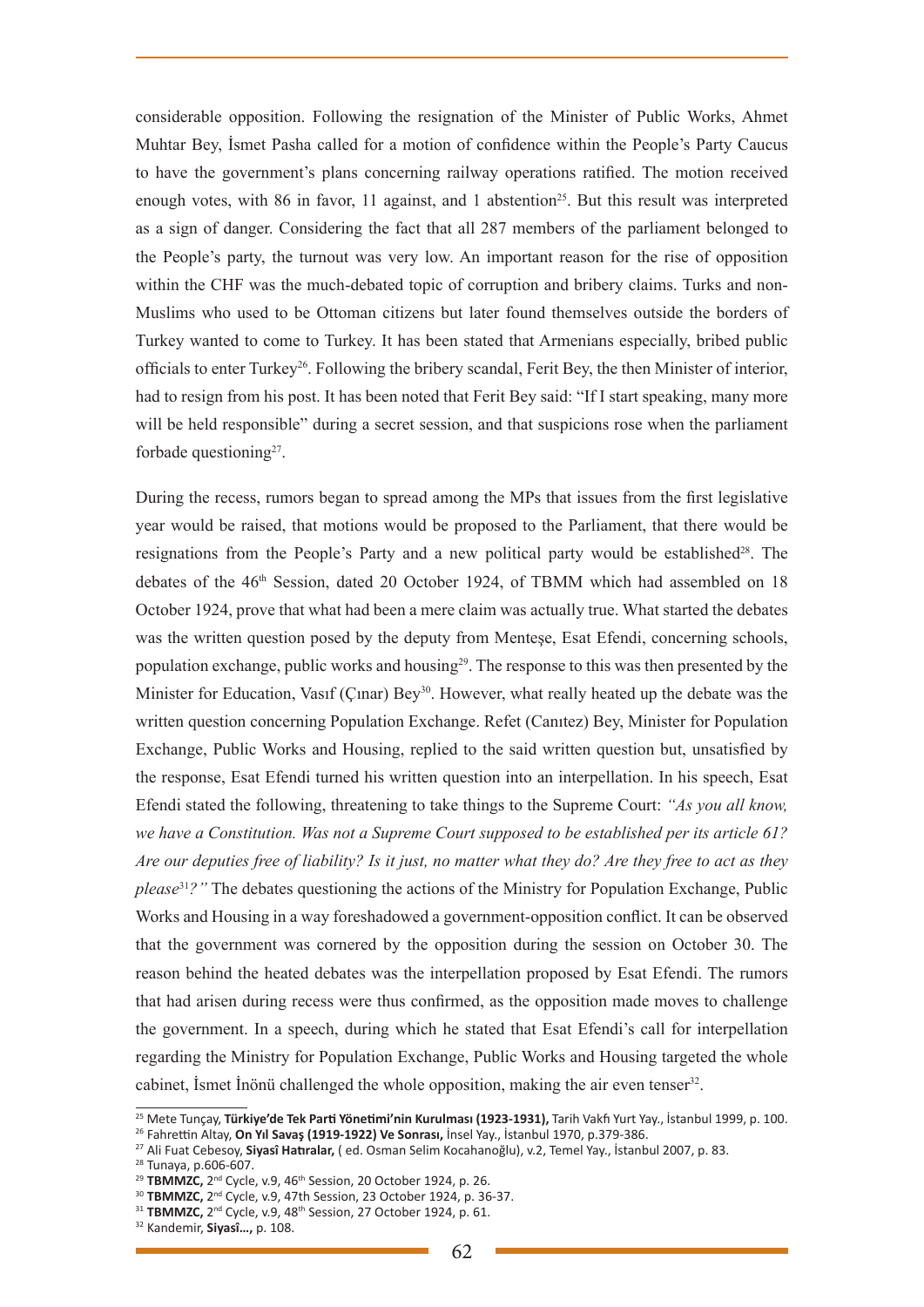considerable opposition. Following the resignation of the Minister of Public Works, Ahmet Muhtar Bey, İsmet Pasha called for a motion of confidence within the People's Party Caucus to have the government's plans concerning railway operations ratified. The motion received enough votes, with 86 in favor, 11 against, and 1 abstention[25]. But this result was interpreted as a sign of danger. Considering the fact that all 287 members of the parliament belonged to the People's party, the turnout was very low. An important reason for the rise of opposition within the CHF was the much-debated topic of corruption and bribery claims. Turks and non-Muslims who used to be Ottoman citizens but later found themselves outside the borders of Turkey wanted to come to Turkey. It has been stated that Armenians especially, bribed public officials to enter Turkey[26]. Following the bribery scandal, Ferit Bey, the then Minister of interior, had to resign from his post. It has been noted that Ferit Bey said: "If I start speaking, many more will be held responsible" during a secret session, and that suspicions rose when the parliament forbade questioning[27].

During the recess, rumors began to spread among the MPs that issues from the first legislative year would be raised, that motions would be proposed to the Parliament, that there would be resignations from the People's Party and a new political party would be established[28]. The debates of the 46th Session, dated 20 October 1924, of TBMM which had assembled on 18 October 1924, prove that what had been a mere claim was actually true. What started the debates was the written question posed by the deputy from Menteşe, Esat Efendi, concerning schools, population exchange, public works and housing[29]. The response to this was then presented by the Minister for Education, Vasıf (Çınar) Bey[30]. However, what really heated up the debate was the written question concerning Population Exchange. Refet (Canıtez) Bey, Minister for Population Exchange, Public Works and Housing, replied to the said written question but, unsatisfied by the response, Esat Efendi turned his written question into an interpellation. In his speech, Esat Efendi stated the following, threatening to take things to the Supreme Court: *"As you all know, we have a Constitution. Was not a Supreme Court supposed to be established per its article 61? Are our deputies free of liability? Is it just, no matter what they do? Are they free to act as they please[31]?"* The debates questioning the actions of the Ministry for Population Exchange, Public Works and Housing in a way foreshadowed a government-opposition conflict. It can be observed that the government was cornered by the opposition during the session on October 30. The reason behind the heated debates was the interpellation proposed by Esat Efendi. The rumors that had arisen during recess were thus confirmed, as the opposition made moves to challenge the government. In a speech, during which he stated that Esat Efendi's call for interpellation regarding the Ministry for Population Exchange, Public Works and Housing targeted the whole cabinet, İsmet İnönü challenged the whole opposition, making the air even tenser[32].

---

[25] Mete Tunçay, **Türkiye'de Tek Parti Yönetimi'nin Kurulması (1923-1931),** Tarih Vakfı Yurt Yay., İstanbul 1999, p. 100.

[26] Fahrettin Altay, **On Yıl Savaş (1919-1922) Ve Sonrası,** İnsel Yay., İstanbul 1970, p.379-386.

[27] Ali Fuat Cebesoy, **Siyasî Hatıralar,** ( ed. Osman Selim Kocahanoğlu), v.2, Temel Yay., İstanbul 2007, p. 83.

[28] Tunaya, p.606-607.

[29] **TBMMZC,** 2nd Cycle, v.9, 46th Session, 20 October 1924, p. 26.

[30] **TBMMZC,** 2nd Cycle, v.9, 47th Session, 23 October 1924, p. 36-37.

[31] **TBMMZC,** 2nd Cycle, v.9, 48th Session, 27 October 1924, p. 61.

[32] Kandemir, **Siyasî…,** p. 108.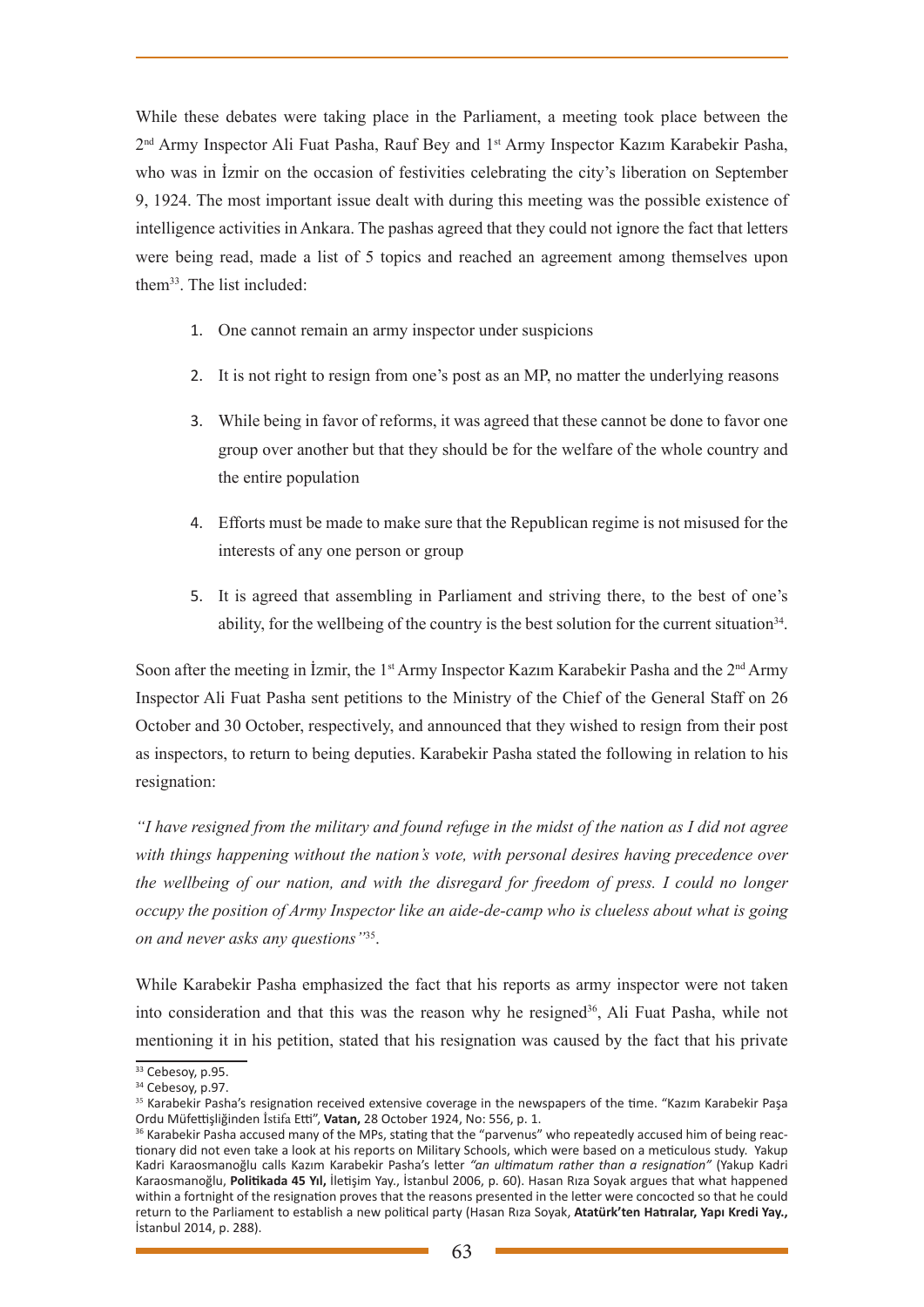While these debates were taking place in the Parliament, a meeting took place between the 2nd Army Inspector Ali Fuat Pasha, Rauf Bey and 1st Army Inspector Kazım Karabekir Pasha, who was in İzmir on the occasion of festivities celebrating the city's liberation on September 9, 1924. The most important issue dealt with during this meeting was the possible existence of intelligence activities in Ankara. The pashas agreed that they could not ignore the fact that letters were being read, made a list of 5 topics and reached an agreement among themselves upon them[33]. The list included:

1. One cannot remain an army inspector under suspicions
2. It is not right to resign from one's post as an MP, no matter the underlying reasons
3. While being in favor of reforms, it was agreed that these cannot be done to favor one group over another but that they should be for the welfare of the whole country and the entire population
4. Efforts must be made to make sure that the Republican regime is not misused for the interests of any one person or group
5. It is agreed that assembling in Parliament and striving there, to the best of one's ability, for the wellbeing of the country is the best solution for the current situation[34].

Soon after the meeting in İzmir, the 1st Army Inspector Kazım Karabekir Pasha and the 2nd Army Inspector Ali Fuat Pasha sent petitions to the Ministry of the Chief of the General Staff on 26 October and 30 October, respectively, and announced that they wished to resign from their post as inspectors, to return to being deputies. Karabekir Pasha stated the following in relation to his resignation:

*"I have resigned from the military and found refuge in the midst of the nation as I did not agree with things happening without the nation's vote, with personal desires having precedence over the wellbeing of our nation, and with the disregard for freedom of press. I could no longer occupy the position of Army Inspector like an aide-de-camp who is clueless about what is going on and never asks any questions"*[35].

While Karabekir Pasha emphasized the fact that his reports as army inspector were not taken into consideration and that this was the reason why he resigned[36], Ali Fuat Pasha, while not mentioning it in his petition, stated that his resignation was caused by the fact that his private

---

[33] Cebesoy, p.95.

[34] Cebesoy, p.97.

[35] Karabekir Pasha's resignation received extensive coverage in the newspapers of the time. "Kazım Karabekir Paşa Ordu Müfettişliğinden İstifa Etti", **Vatan,** 28 October 1924, No: 556, p. 1.

[36] Karabekir Pasha accused many of the MPs, stating that the "parvenus" who repeatedly accused him of being reactionary did not even take a look at his reports on Military Schools, which were based on a meticulous study. Yakup Kadri Karaosmanoğlu calls Kazım Karabekir Pasha's letter *"an ultimatum rather than a resignation"* (Yakup Kadri Karaosmanoğlu, **Politikada 45 Yıl,** İletişim Yay., İstanbul 2006, p. 60). Hasan Rıza Soyak argues that what happened within a fortnight of the resignation proves that the reasons presented in the letter were concocted so that he could return to the Parliament to establish a new political party (Hasan Rıza Soyak, **Atatürk'ten Hatıralar, Yapı Kredi Yay.,** İstanbul 2014, p. 288).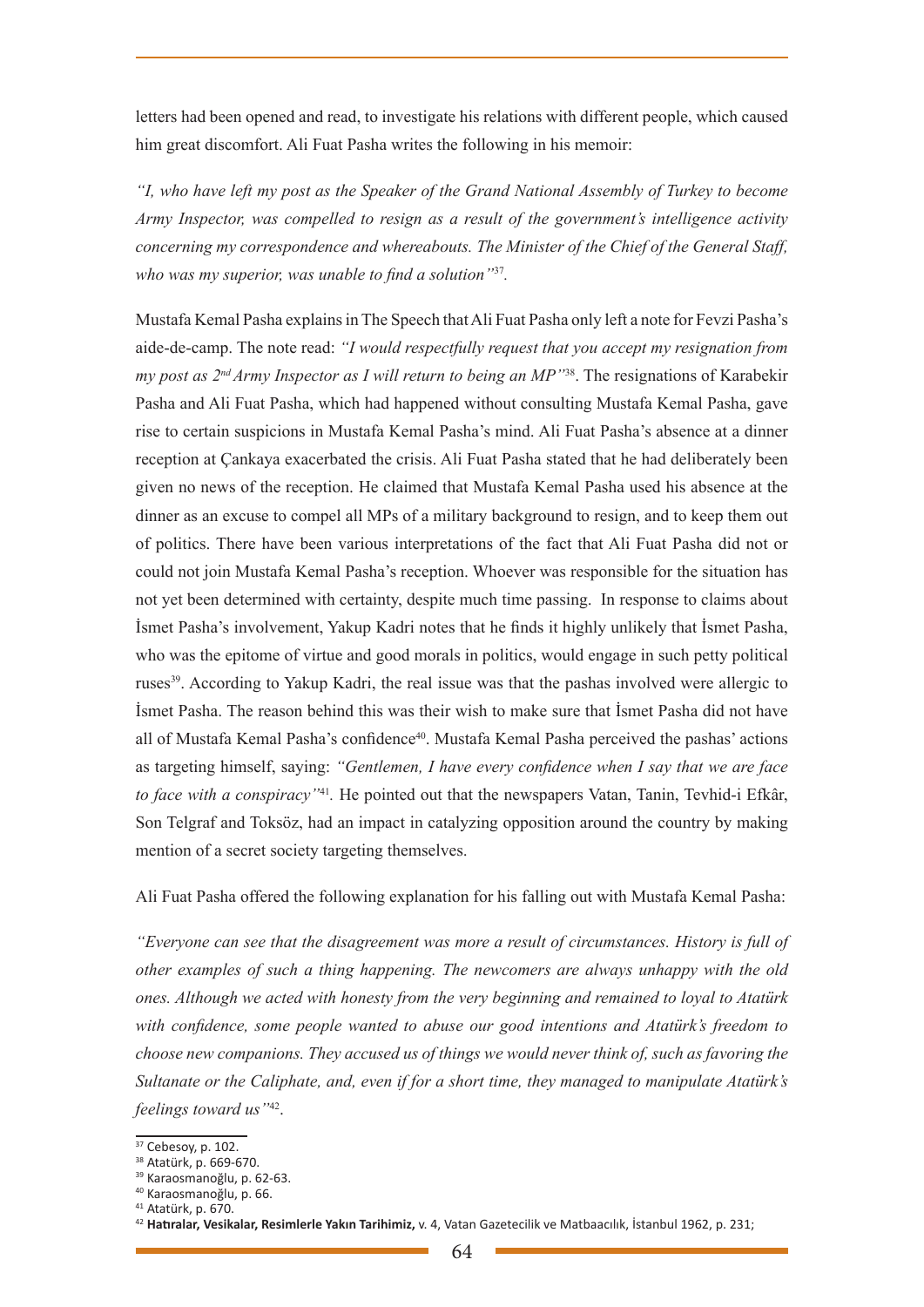letters had been opened and read, to investigate his relations with different people, which caused him great discomfort. Ali Fuat Pasha writes the following in his memoir:

*"I, who have left my post as the Speaker of the Grand National Assembly of Turkey to become Army Inspector, was compelled to resign as a result of the government's intelligence activity concerning my correspondence and whereabouts. The Minister of the Chief of the General Staff, who was my superior, was unable to find a solution"*[37].

Mustafa Kemal Pasha explains in The Speech that Ali Fuat Pasha only left a note for Fevzi Pasha's aide-de-camp. The note read: *"I would respectfully request that you accept my resignation from my post as 2nd Army Inspector as I will return to being an MP"*[38]. The resignations of Karabekir Pasha and Ali Fuat Pasha, which had happened without consulting Mustafa Kemal Pasha, gave rise to certain suspicions in Mustafa Kemal Pasha's mind. Ali Fuat Pasha's absence at a dinner reception at Çankaya exacerbated the crisis. Ali Fuat Pasha stated that he had deliberately been given no news of the reception. He claimed that Mustafa Kemal Pasha used his absence at the dinner as an excuse to compel all MPs of a military background to resign, and to keep them out of politics. There have been various interpretations of the fact that Ali Fuat Pasha did not or could not join Mustafa Kemal Pasha's reception. Whoever was responsible for the situation has not yet been determined with certainty, despite much time passing. In response to claims about İsmet Pasha's involvement, Yakup Kadri notes that he finds it highly unlikely that İsmet Pasha, who was the epitome of virtue and good morals in politics, would engage in such petty political ruses[39]. According to Yakup Kadri, the real issue was that the pashas involved were allergic to İsmet Pasha. The reason behind this was their wish to make sure that İsmet Pasha did not have all of Mustafa Kemal Pasha's confidence[40]. Mustafa Kemal Pasha perceived the pashas' actions as targeting himself, saying: *"Gentlemen, I have every confidence when I say that we are face to face with a conspiracy"*[41]. He pointed out that the newspapers Vatan, Tanin, Tevhid-i Efkâr, Son Telgraf and Toksöz, had an impact in catalyzing opposition around the country by making mention of a secret society targeting themselves.

Ali Fuat Pasha offered the following explanation for his falling out with Mustafa Kemal Pasha:

*"Everyone can see that the disagreement was more a result of circumstances. History is full of other examples of such a thing happening. The newcomers are always unhappy with the old ones. Although we acted with honesty from the very beginning and remained to loyal to Atatürk with confidence, some people wanted to abuse our good intentions and Atatürk's freedom to choose new companions. They accused us of things we would never think of, such as favoring the Sultanate or the Caliphate, and, even if for a short time, they managed to manipulate Atatürk's feelings toward us"*[42].

---

[37] Cebesoy, p. 102.
[38] Atatürk, p. 669-670.
[39] Karaosmanoğlu, p. 62-63.
[40] Karaosmanoğlu, p. 66.
[41] Atatürk, p. 670.
[42] **Hatıralar, Vesikalar, Resimlerle Yakın Tarihimiz,** v. 4, Vatan Gazetecilik ve Matbaacılık, İstanbul 1962, p. 231;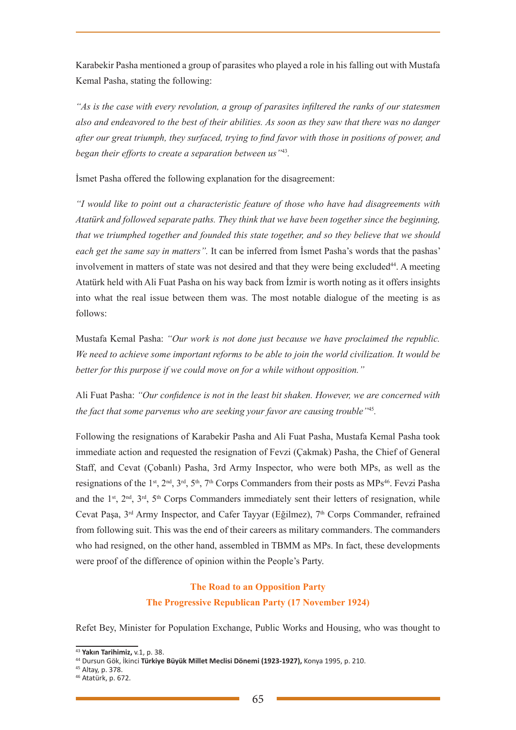Karabekir Pasha mentioned a group of parasites who played a role in his falling out with Mustafa Kemal Pasha, stating the following:

*"As is the case with every revolution, a group of parasites infiltered the ranks of our statesmen also and endeavored to the best of their abilities. As soon as they saw that there was no danger after our great triumph, they surfaced, trying to find favor with those in positions of power, and began their efforts to create a separation between us"*[43].

İsmet Pasha offered the following explanation for the disagreement:

*"I would like to point out a characteristic feature of those who have had disagreements with Atatürk and followed separate paths. They think that we have been together since the beginning, that we triumphed together and founded this state together, and so they believe that we should each get the same say in matters".* It can be inferred from İsmet Pasha's words that the pashas' involvement in matters of state was not desired and that they were being excluded[44]. A meeting Atatürk held with Ali Fuat Pasha on his way back from İzmir is worth noting as it offers insights into what the real issue between them was. The most notable dialogue of the meeting is as follows:

Mustafa Kemal Pasha: *"Our work is not done just because we have proclaimed the republic. We need to achieve some important reforms to be able to join the world civilization. It would be better for this purpose if we could move on for a while without opposition."*

Ali Fuat Pasha: *"Our confidence is not in the least bit shaken. However, we are concerned with the fact that some parvenus who are seeking your favor are causing trouble"*[45].

Following the resignations of Karabekir Pasha and Ali Fuat Pasha, Mustafa Kemal Pasha took immediate action and requested the resignation of Fevzi (Çakmak) Pasha, the Chief of General Staff, and Cevat (Çobanlı) Pasha, 3rd Army Inspector, who were both MPs, as well as the resignations of the 1st, 2nd, 3rd, 5th, 7th Corps Commanders from their posts as MPs[46]. Fevzi Pasha and the 1st, 2nd, 3rd, 5th Corps Commanders immediately sent their letters of resignation, while Cevat Paşa, 3rd Army Inspector, and Cafer Tayyar (Eğilmez), 7th Corps Commander, refrained from following suit. This was the end of their careers as military commanders. The commanders who had resigned, on the other hand, assembled in TBMM as MPs. In fact, these developments were proof of the difference of opinion within the People's Party.

## The Road to an Opposition Party
## The Progressive Republican Party (17 November 1924)

Refet Bey, Minister for Population Exchange, Public Works and Housing, who was thought to

---

[43] **Yakın Tarihimiz,** v.1, p. 38.
[44] Dursun Gök, İkinci **Türkiye Büyük Millet Meclisi Dönemi (1923-1927),** Konya 1995, p. 210.
[45] Altay, p. 378.
[46] Atatürk, p. 672.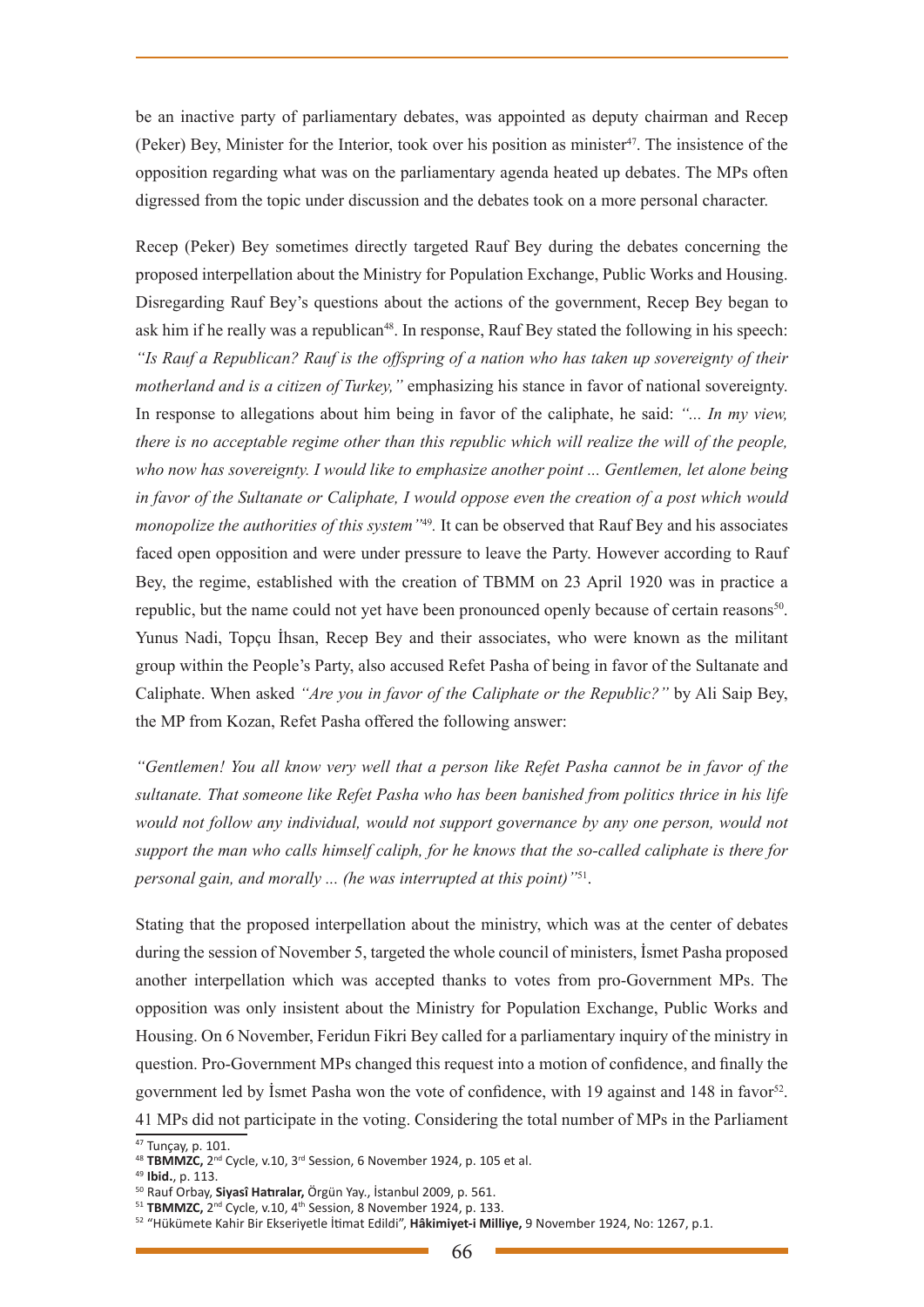be an inactive party of parliamentary debates, was appointed as deputy chairman and Recep (Peker) Bey, Minister for the Interior, took over his position as minister[47]. The insistence of the opposition regarding what was on the parliamentary agenda heated up debates. The MPs often digressed from the topic under discussion and the debates took on a more personal character.

Recep (Peker) Bey sometimes directly targeted Rauf Bey during the debates concerning the proposed interpellation about the Ministry for Population Exchange, Public Works and Housing. Disregarding Rauf Bey's questions about the actions of the government, Recep Bey began to ask him if he really was a republican[48]. In response, Rauf Bey stated the following in his speech: *"Is Rauf a Republican? Rauf is the offspring of a nation who has taken up sovereignty of their motherland and is a citizen of Turkey,"* emphasizing his stance in favor of national sovereignty. In response to allegations about him being in favor of the caliphate, he said: *"... In my view, there is no acceptable regime other than this republic which will realize the will of the people, who now has sovereignty. I would like to emphasize another point ... Gentlemen, let alone being in favor of the Sultanate or Caliphate, I would oppose even the creation of a post which would monopolize the authorities of this system"*[49]. It can be observed that Rauf Bey and his associates faced open opposition and were under pressure to leave the Party. However according to Rauf Bey, the regime, established with the creation of TBMM on 23 April 1920 was in practice a republic, but the name could not yet have been pronounced openly because of certain reasons[50]. Yunus Nadi, Topçu İhsan, Recep Bey and their associates, who were known as the militant group within the People's Party, also accused Refet Pasha of being in favor of the Sultanate and Caliphate. When asked *"Are you in favor of the Caliphate or the Republic?"* by Ali Saip Bey, the MP from Kozan, Refet Pasha offered the following answer:

*"Gentlemen! You all know very well that a person like Refet Pasha cannot be in favor of the sultanate. That someone like Refet Pasha who has been banished from politics thrice in his life would not follow any individual, would not support governance by any one person, would not support the man who calls himself caliph, for he knows that the so-called caliphate is there for personal gain, and morally ... (he was interrupted at this point)"*[51].

Stating that the proposed interpellation about the ministry, which was at the center of debates during the session of November 5, targeted the whole council of ministers, İsmet Pasha proposed another interpellation which was accepted thanks to votes from pro-Government MPs. The opposition was only insistent about the Ministry for Population Exchange, Public Works and Housing. On 6 November, Feridun Fikri Bey called for a parliamentary inquiry of the ministry in question. Pro-Government MPs changed this request into a motion of confidence, and finally the government led by İsmet Pasha won the vote of confidence, with 19 against and 148 in favor[52]. 41 MPs did not participate in the voting. Considering the total number of MPs in the Parliament

---

[47] Tunçay, p. 101.

[48] **TBMMZC,** 2nd Cycle, v.10, 3rd Session, 6 November 1924, p. 105 et al.

[49] **Ibid.**, p. 113.

[50] Rauf Orbay, **Siyasî Hatıralar,** Örgün Yay., İstanbul 2009, p. 561.

[51] **TBMMZC,** 2nd Cycle, v.10, 4th Session, 8 November 1924, p. 133.

[52] "Hükümete Kahir Bir Ekseriyetle İtimat Edildi", **Hâkimiyet-i Milliye,** 9 November 1924, No: 1267, p.1.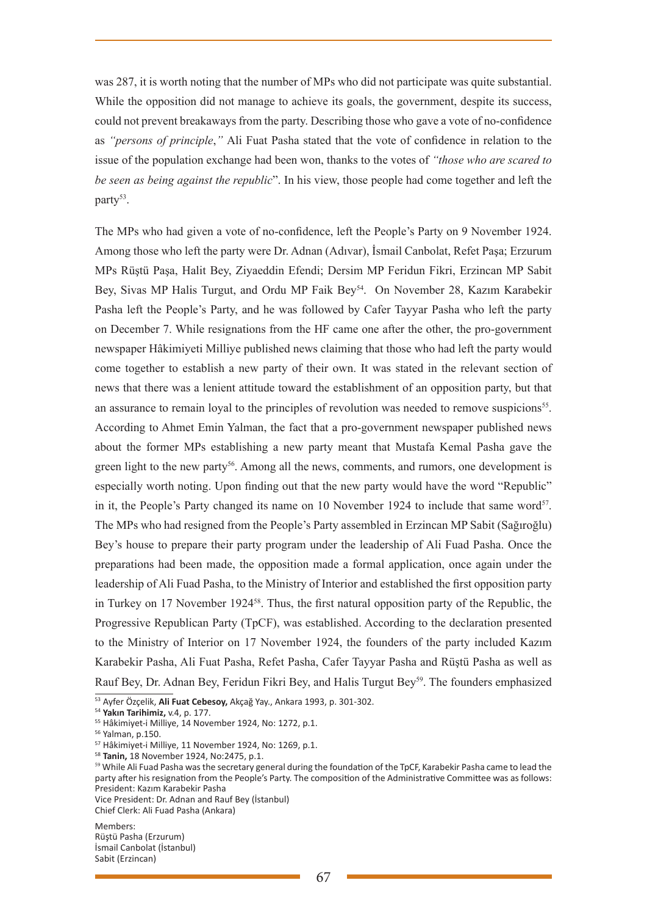was 287, it is worth noting that the number of MPs who did not participate was quite substantial. While the opposition did not manage to achieve its goals, the government, despite its success, could not prevent breakaways from the party. Describing those who gave a vote of no-confidence as *"persons of principle*,*"* Ali Fuat Pasha stated that the vote of confidence in relation to the issue of the population exchange had been won, thanks to the votes of *"those who are scared to be seen as being against the republic*". In his view, those people had come together and left the party[53].

The MPs who had given a vote of no-confidence, left the People's Party on 9 November 1924. Among those who left the party were Dr. Adnan (Adıvar), İsmail Canbolat, Refet Paşa; Erzurum MPs Rüştü Paşa, Halit Bey, Ziyaeddin Efendi; Dersim MP Feridun Fikri, Erzincan MP Sabit Bey, Sivas MP Halis Turgut, and Ordu MP Faik Bey[54]. On November 28, Kazım Karabekir Pasha left the People's Party, and he was followed by Cafer Tayyar Pasha who left the party on December 7. While resignations from the HF came one after the other, the pro-government newspaper Hâkimiyeti Milliye published news claiming that those who had left the party would come together to establish a new party of their own. It was stated in the relevant section of news that there was a lenient attitude toward the establishment of an opposition party, but that an assurance to remain loyal to the principles of revolution was needed to remove suspicions[55]. According to Ahmet Emin Yalman, the fact that a pro-government newspaper published news about the former MPs establishing a new party meant that Mustafa Kemal Pasha gave the green light to the new party[56]. Among all the news, comments, and rumors, one development is especially worth noting. Upon finding out that the new party would have the word "Republic" in it, the People's Party changed its name on 10 November 1924 to include that same word[57]. The MPs who had resigned from the People's Party assembled in Erzincan MP Sabit (Sağıroğlu) Bey's house to prepare their party program under the leadership of Ali Fuad Pasha. Once the preparations had been made, the opposition made a formal application, once again under the leadership of Ali Fuad Pasha, to the Ministry of Interior and established the first opposition party in Turkey on 17 November 1924[58]. Thus, the first natural opposition party of the Republic, the Progressive Republican Party (TpCF), was established. According to the declaration presented to the Ministry of Interior on 17 November 1924, the founders of the party included Kazım Karabekir Pasha, Ali Fuat Pasha, Refet Pasha, Cafer Tayyar Pasha and Rüştü Pasha as well as Rauf Bey, Dr. Adnan Bey, Feridun Fikri Bey, and Halis Turgut Bey[59]. The founders emphasized

---

[53] Ayfer Özçelik, **Ali Fuat Cebesoy,** Akçağ Yay., Ankara 1993, p. 301-302.
[54] **Yakın Tarihimiz,** v.4, p. 177.
[55] Hâkimiyet-i Milliye, 14 November 1924, No: 1272, p.1.
[56] Yalman, p.150.
[57] Hâkimiyet-i Milliye, 11 November 1924, No: 1269, p.1.
[58] **Tanin,** 18 November 1924, No:2475, p.1.
[59] While Ali Fuad Pasha was the secretary general during the foundation of the TpCF, Karabekir Pasha came to lead the party after his resignation from the People's Party. The composition of the Administrative Committee was as follows:
President: Kazım Karabekir Pasha
Vice President: Dr. Adnan and Rauf Bey (İstanbul)
Chief Clerk: Ali Fuad Pasha (Ankara)

Members:
Rüştü Pasha (Erzurum)
İsmail Canbolat (İstanbul)
Sabit (Erzincan)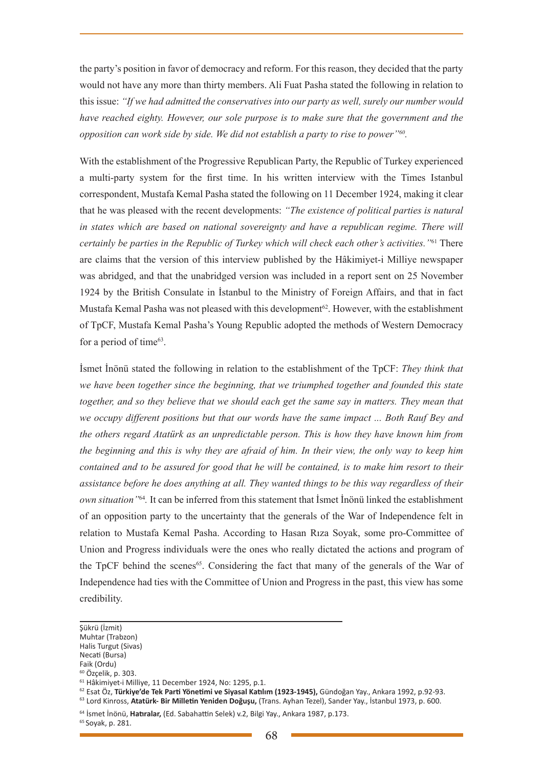the party's position in favor of democracy and reform. For this reason, they decided that the party would not have any more than thirty members. Ali Fuat Pasha stated the following in relation to this issue: *"If we had admitted the conservatives into our party as well, surely our number would have reached eighty. However, our sole purpose is to make sure that the government and the opposition can work side by side. We did not establish a party to rise to power"*[60].

With the establishment of the Progressive Republican Party, the Republic of Turkey experienced a multi-party system for the first time. In his written interview with the Times Istanbul correspondent, Mustafa Kemal Pasha stated the following on 11 December 1924, making it clear that he was pleased with the recent developments: *"The existence of political parties is natural in states which are based on national sovereignty and have a republican regime. There will certainly be parties in the Republic of Turkey which will check each other's activities."*[61] There are claims that the version of this interview published by the Hâkimiyet-i Milliye newspaper was abridged, and that the unabridged version was included in a report sent on 25 November 1924 by the British Consulate in İstanbul to the Ministry of Foreign Affairs, and that in fact Mustafa Kemal Pasha was not pleased with this development[62]. However, with the establishment of TpCF, Mustafa Kemal Pasha's Young Republic adopted the methods of Western Democracy for a period of time[63].

İsmet İnönü stated the following in relation to the establishment of the TpCF: *They think that we have been together since the beginning, that we triumphed together and founded this state together, and so they believe that we should each get the same say in matters. They mean that we occupy different positions but that our words have the same impact ... Both Rauf Bey and the others regard Atatürk as an unpredictable person. This is how they have known him from the beginning and this is why they are afraid of him. In their view, the only way to keep him contained and to be assured for good that he will be contained, is to make him resort to their assistance before he does anything at all. They wanted things to be this way regardless of their own situation"*[64]. It can be inferred from this statement that İsmet İnönü linked the establishment of an opposition party to the uncertainty that the generals of the War of Independence felt in relation to Mustafa Kemal Pasha. According to Hasan Rıza Soyak, some pro-Committee of Union and Progress individuals were the ones who really dictated the actions and program of the TpCF behind the scenes[65]. Considering the fact that many of the generals of the War of Independence had ties with the Committee of Union and Progress in the past, this view has some credibility.

---

Şükrü (İzmit)
Muhtar (Trabzon)
Halis Turgut (Sivas)
Necati (Bursa)
Faik (Ordu)

[60] Özçelik, p. 303.

[61] Hâkimiyet-i Milliye, 11 December 1924, No: 1295, p.1.

[62] Esat Öz, **Türkiye'de Tek Parti Yönetimi ve Siyasal Katılım (1923-1945),** Gündoğan Yay., Ankara 1992, p.92-93.

[63] Lord Kinross, **Atatürk- Bir Milletin Yeniden Doğuşu,** (Trans. Ayhan Tezel), Sander Yay., İstanbul 1973, p. 600.

[64] İsmet İnönü, **Hatıralar,** (Ed. Sabahattin Selek) v.2, Bilgi Yay., Ankara 1987, p.173.

[65] Soyak, p. 281.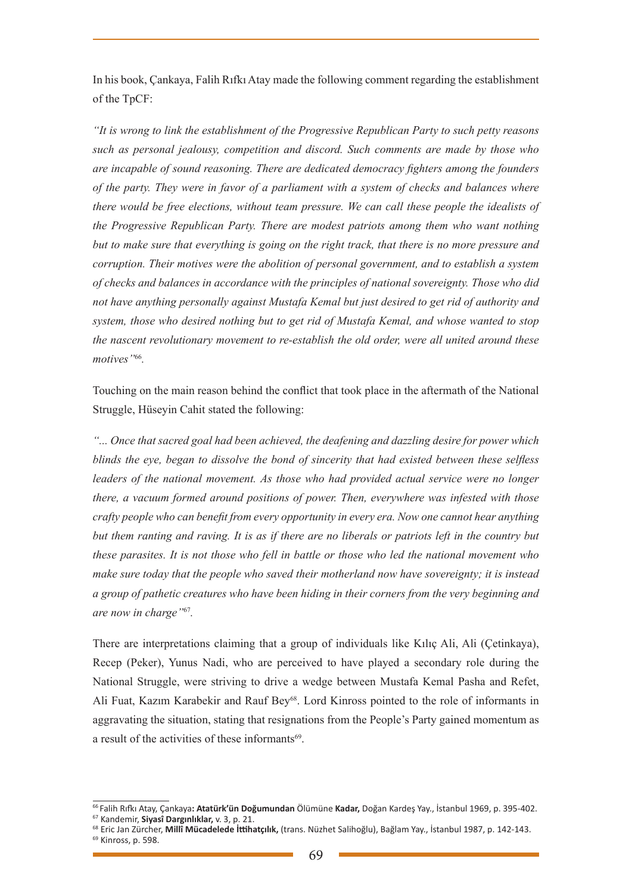In his book, Çankaya, Falih Rıfkı Atay made the following comment regarding the establishment of the TpCF:

*"It is wrong to link the establishment of the Progressive Republican Party to such petty reasons such as personal jealousy, competition and discord. Such comments are made by those who are incapable of sound reasoning. There are dedicated democracy fighters among the founders of the party. They were in favor of a parliament with a system of checks and balances where there would be free elections, without team pressure. We can call these people the idealists of the Progressive Republican Party. There are modest patriots among them who want nothing but to make sure that everything is going on the right track, that there is no more pressure and corruption. Their motives were the abolition of personal government, and to establish a system of checks and balances in accordance with the principles of national sovereignty. Those who did not have anything personally against Mustafa Kemal but just desired to get rid of authority and system, those who desired nothing but to get rid of Mustafa Kemal, and whose wanted to stop the nascent revolutionary movement to re-establish the old order, were all united around these motives"*[66].

Touching on the main reason behind the conflict that took place in the aftermath of the National Struggle, Hüseyin Cahit stated the following:

*"... Once that sacred goal had been achieved, the deafening and dazzling desire for power which blinds the eye, began to dissolve the bond of sincerity that had existed between these selfless leaders of the national movement. As those who had provided actual service were no longer there, a vacuum formed around positions of power. Then, everywhere was infested with those crafty people who can benefit from every opportunity in every era. Now one cannot hear anything but them ranting and raving. It is as if there are no liberals or patriots left in the country but these parasites. It is not those who fell in battle or those who led the national movement who make sure today that the people who saved their motherland now have sovereignty; it is instead a group of pathetic creatures who have been hiding in their corners from the very beginning and are now in charge"*[67].

There are interpretations claiming that a group of individuals like Kılıç Ali, Ali (Çetinkaya), Recep (Peker), Yunus Nadi, who are perceived to have played a secondary role during the National Struggle, were striving to drive a wedge between Mustafa Kemal Pasha and Refet, Ali Fuat, Kazım Karabekir and Rauf Bey[68]. Lord Kinross pointed to the role of informants in aggravating the situation, stating that resignations from the People's Party gained momentum as a result of the activities of these informants[69].

---

[66] Falih Rıfkı Atay, Çankaya**: Atatürk'ün Doğumundan** Ölümüne **Kadar,** Doğan Kardeş Yay., İstanbul 1969, p. 395-402.
[67] Kandemir, **Siyasî Dargınlıklar,** v. 3, p. 21.
[68] Eric Jan Zürcher, **Millî Mücadelede İttihatçılık,** (trans. Nüzhet Salihoğlu), Bağlam Yay., İstanbul 1987, p. 142-143.
[69] Kinross, p. 598.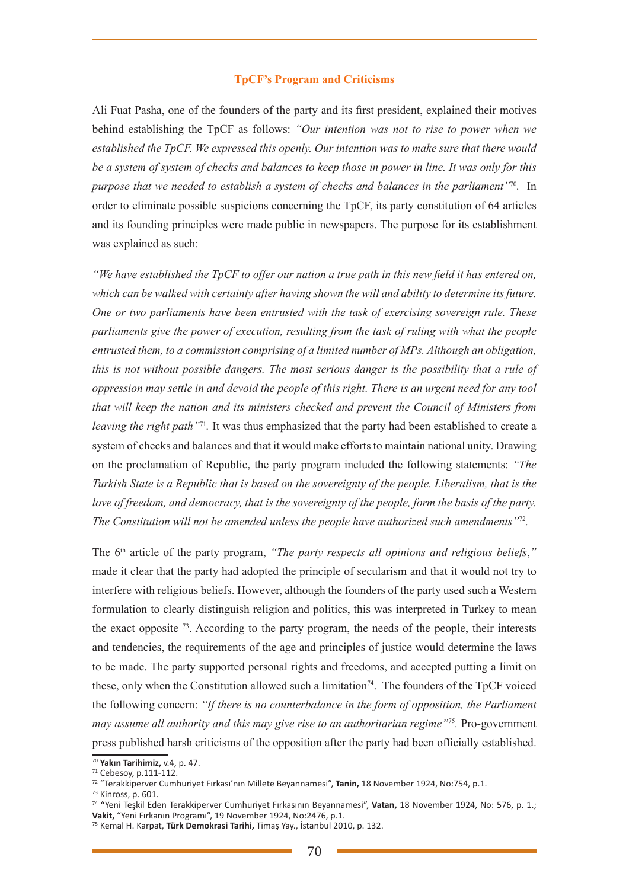### TpCF's Program and Criticisms

Ali Fuat Pasha, one of the founders of the party and its first president, explained their motives behind establishing the TpCF as follows: *"Our intention was not to rise to power when we established the TpCF. We expressed this openly. Our intention was to make sure that there would be a system of system of checks and balances to keep those in power in line. It was only for this purpose that we needed to establish a system of checks and balances in the parliament"*[70]. In order to eliminate possible suspicions concerning the TpCF, its party constitution of 64 articles and its founding principles were made public in newspapers. The purpose for its establishment was explained as such:

*"We have established the TpCF to offer our nation a true path in this new field it has entered on, which can be walked with certainty after having shown the will and ability to determine its future. One or two parliaments have been entrusted with the task of exercising sovereign rule. These parliaments give the power of execution, resulting from the task of ruling with what the people entrusted them, to a commission comprising of a limited number of MPs. Although an obligation, this is not without possible dangers. The most serious danger is the possibility that a rule of oppression may settle in and devoid the people of this right. There is an urgent need for any tool that will keep the nation and its ministers checked and prevent the Council of Ministers from leaving the right path"*[71]. It was thus emphasized that the party had been established to create a system of checks and balances and that it would make efforts to maintain national unity. Drawing on the proclamation of Republic, the party program included the following statements: *"The Turkish State is a Republic that is based on the sovereignty of the people. Liberalism, that is the love of freedom, and democracy, that is the sovereignty of the people, form the basis of the party. The Constitution will not be amended unless the people have authorized such amendments"*[72].

The 6th article of the party program, *"The party respects all opinions and religious beliefs*,*"* made it clear that the party had adopted the principle of secularism and that it would not try to interfere with religious beliefs. However, although the founders of the party used such a Western formulation to clearly distinguish religion and politics, this was interpreted in Turkey to mean the exact opposite [73]. According to the party program, the needs of the people, their interests and tendencies, the requirements of the age and principles of justice would determine the laws to be made. The party supported personal rights and freedoms, and accepted putting a limit on these, only when the Constitution allowed such a limitation[74]. The founders of the TpCF voiced the following concern: *"If there is no counterbalance in the form of opposition, the Parliament may assume all authority and this may give rise to an authoritarian regime"*[75]. Pro-government press published harsh criticisms of the opposition after the party had been officially established.

---

[70] **Yakın Tarihimiz,** v.4, p. 47.
[71] Cebesoy, p.111-112.
[72] "Terakkiperver Cumhuriyet Fırkası'nın Millete Beyannamesi", **Tanin,** 18 November 1924, No:754, p.1.
[73] Kinross, p. 601.
[74] "Yeni Teşkil Eden Terakkiperver Cumhuriyet Fırkasının Beyannamesi", **Vatan,** 18 November 1924, No: 576, p. 1.; **Vakit,** "Yeni Fırkanın Programı", 19 November 1924, No:2476, p.1.
[75] Kemal H. Karpat, **Türk Demokrasi Tarihi,** Timaş Yay., İstanbul 2010, p. 132.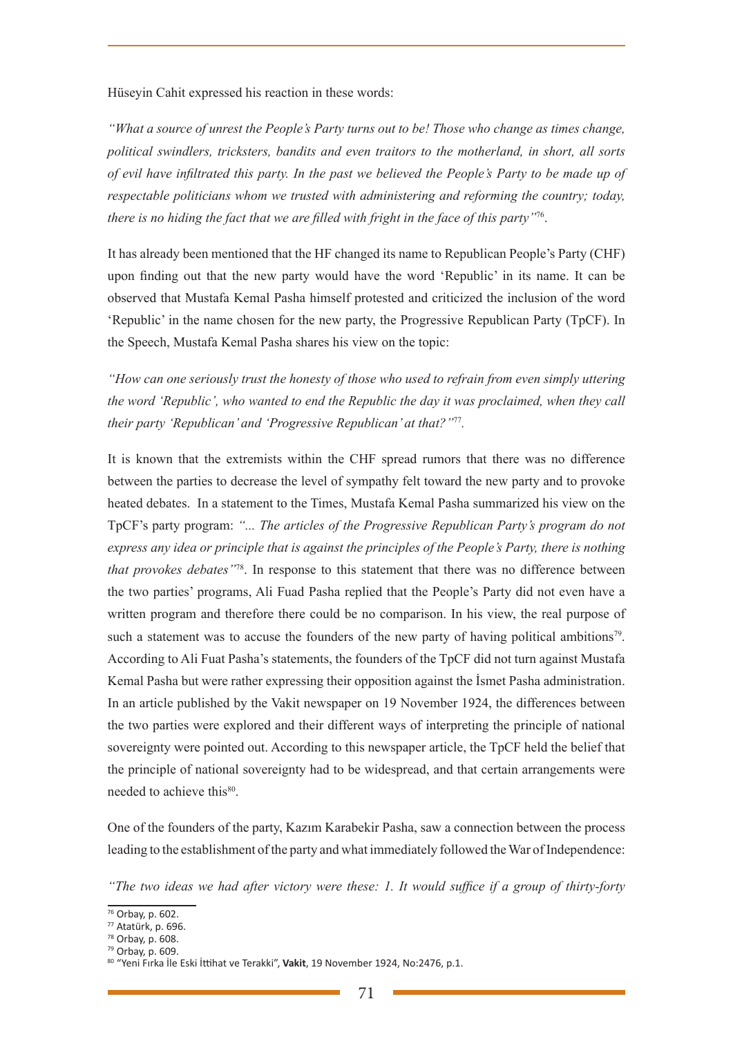Hüseyin Cahit expressed his reaction in these words:

*"What a source of unrest the People's Party turns out to be! Those who change as times change, political swindlers, tricksters, bandits and even traitors to the motherland, in short, all sorts of evil have infiltrated this party. In the past we believed the People's Party to be made up of respectable politicians whom we trusted with administering and reforming the country; today, there is no hiding the fact that we are filled with fright in the face of this party"*[76].

It has already been mentioned that the HF changed its name to Republican People's Party (CHF) upon finding out that the new party would have the word 'Republic' in its name. It can be observed that Mustafa Kemal Pasha himself protested and criticized the inclusion of the word 'Republic' in the name chosen for the new party, the Progressive Republican Party (TpCF). In the Speech, Mustafa Kemal Pasha shares his view on the topic:

*"How can one seriously trust the honesty of those who used to refrain from even simply uttering the word 'Republic', who wanted to end the Republic the day it was proclaimed, when they call their party 'Republican' and 'Progressive Republican' at that?"*[77].

It is known that the extremists within the CHF spread rumors that there was no difference between the parties to decrease the level of sympathy felt toward the new party and to provoke heated debates. In a statement to the Times, Mustafa Kemal Pasha summarized his view on the TpCF's party program: *"... The articles of the Progressive Republican Party's program do not express any idea or principle that is against the principles of the People's Party, there is nothing that provokes debates"*[78]. In response to this statement that there was no difference between the two parties' programs, Ali Fuad Pasha replied that the People's Party did not even have a written program and therefore there could be no comparison. In his view, the real purpose of such a statement was to accuse the founders of the new party of having political ambitions[79]. According to Ali Fuat Pasha's statements, the founders of the TpCF did not turn against Mustafa Kemal Pasha but were rather expressing their opposition against the İsmet Pasha administration. In an article published by the Vakit newspaper on 19 November 1924, the differences between the two parties were explored and their different ways of interpreting the principle of national sovereignty were pointed out. According to this newspaper article, the TpCF held the belief that the principle of national sovereignty had to be widespread, and that certain arrangements were needed to achieve this[80].

One of the founders of the party, Kazım Karabekir Pasha, saw a connection between the process leading to the establishment of the party and what immediately followed the War of Independence:

*"The two ideas we had after victory were these: 1. It would suffice if a group of thirty-forty*

---

[76] Orbay, p. 602.
[77] Atatürk, p. 696.
[78] Orbay, p. 608.
[79] Orbay, p. 609.
[80] "Yeni Fırka İle Eski İttihat ve Terakki", **Vakit**, 19 November 1924, No:2476, p.1.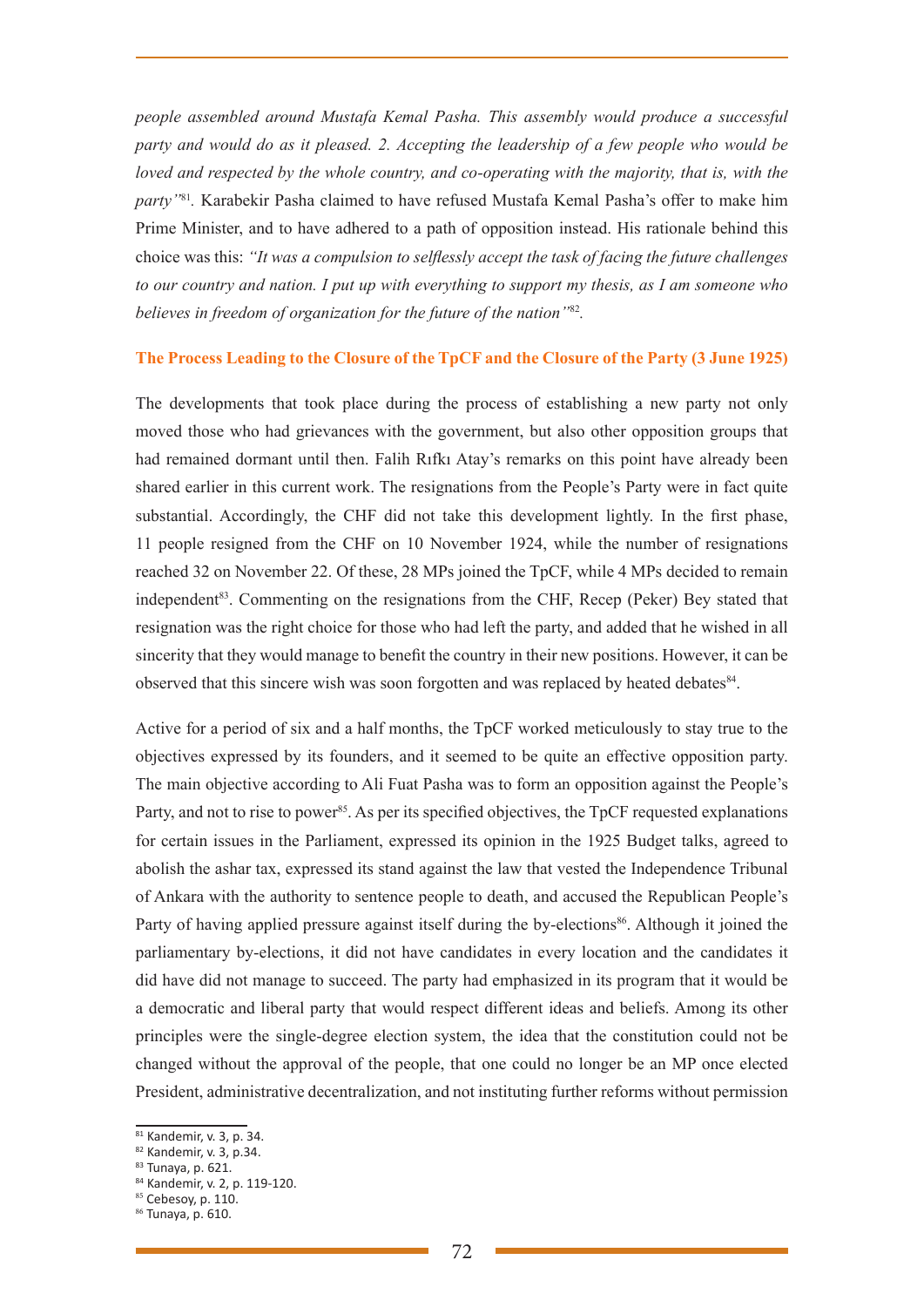*people assembled around Mustafa Kemal Pasha. This assembly would produce a successful party and would do as it pleased. 2. Accepting the leadership of a few people who would be loved and respected by the whole country, and co-operating with the majority, that is, with the party"*[81]. Karabekir Pasha claimed to have refused Mustafa Kemal Pasha's offer to make him Prime Minister, and to have adhered to a path of opposition instead. His rationale behind this choice was this: *"It was a compulsion to selflessly accept the task of facing the future challenges to our country and nation. I put up with everything to support my thesis, as I am someone who believes in freedom of organization for the future of the nation"*[82].

## The Process Leading to the Closure of the TpCF and the Closure of the Party (3 June 1925)

The developments that took place during the process of establishing a new party not only moved those who had grievances with the government, but also other opposition groups that had remained dormant until then. Falih Rıfkı Atay's remarks on this point have already been shared earlier in this current work. The resignations from the People's Party were in fact quite substantial. Accordingly, the CHF did not take this development lightly. In the first phase, 11 people resigned from the CHF on 10 November 1924, while the number of resignations reached 32 on November 22. Of these, 28 MPs joined the TpCF, while 4 MPs decided to remain independent[83]. Commenting on the resignations from the CHF, Recep (Peker) Bey stated that resignation was the right choice for those who had left the party, and added that he wished in all sincerity that they would manage to benefit the country in their new positions. However, it can be observed that this sincere wish was soon forgotten and was replaced by heated debates[84].

Active for a period of six and a half months, the TpCF worked meticulously to stay true to the objectives expressed by its founders, and it seemed to be quite an effective opposition party. The main objective according to Ali Fuat Pasha was to form an opposition against the People's Party, and not to rise to power[85]. As per its specified objectives, the TpCF requested explanations for certain issues in the Parliament, expressed its opinion in the 1925 Budget talks, agreed to abolish the ashar tax, expressed its stand against the law that vested the Independence Tribunal of Ankara with the authority to sentence people to death, and accused the Republican People's Party of having applied pressure against itself during the by-elections[86]. Although it joined the parliamentary by-elections, it did not have candidates in every location and the candidates it did have did not manage to succeed. The party had emphasized in its program that it would be a democratic and liberal party that would respect different ideas and beliefs. Among its other principles were the single-degree election system, the idea that the constitution could not be changed without the approval of the people, that one could no longer be an MP once elected President, administrative decentralization, and not instituting further reforms without permission

[81] Kandemir, v. 3, p. 34.
[82] Kandemir, v. 3, p.34.
[83] Tunaya, p. 621.
[84] Kandemir, v. 2, p. 119-120.
[85] Cebesoy, p. 110.
[86] Tunaya, p. 610.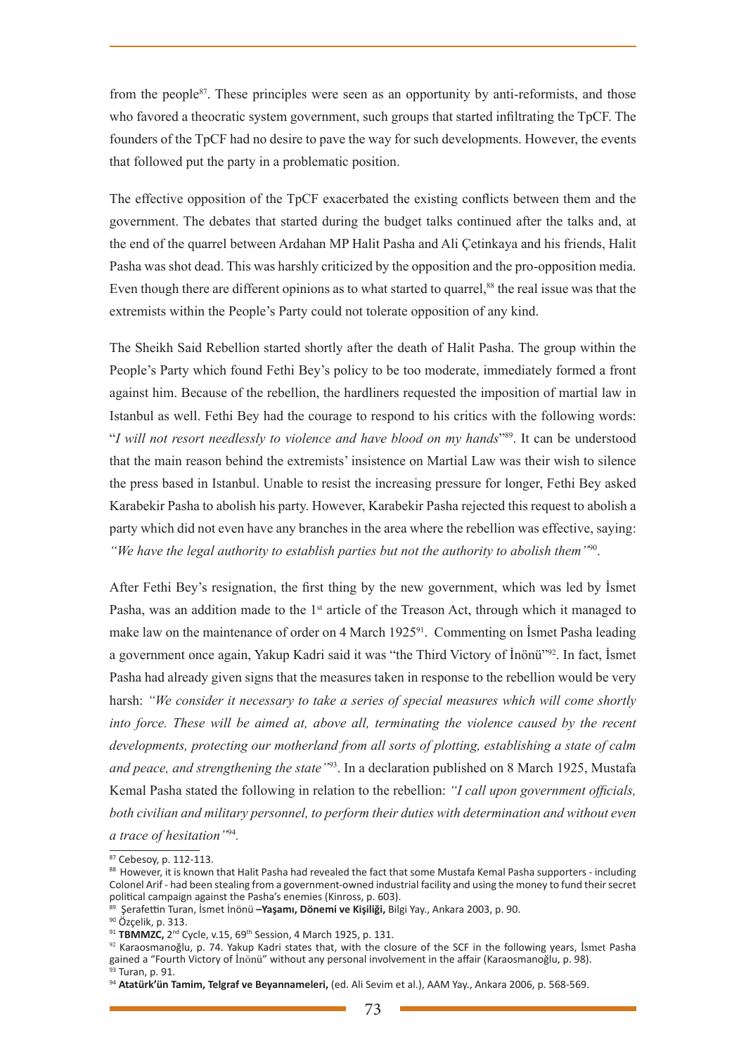from the people[87]. These principles were seen as an opportunity by anti-reformists, and those who favored a theocratic system government, such groups that started infiltrating the TpCF. The founders of the TpCF had no desire to pave the way for such developments. However, the events that followed put the party in a problematic position.

The effective opposition of the TpCF exacerbated the existing conflicts between them and the government. The debates that started during the budget talks continued after the talks and, at the end of the quarrel between Ardahan MP Halit Pasha and Ali Çetinkaya and his friends, Halit Pasha was shot dead. This was harshly criticized by the opposition and the pro-opposition media. Even though there are different opinions as to what started to quarrel,[88] the real issue was that the extremists within the People's Party could not tolerate opposition of any kind.

The Sheikh Said Rebellion started shortly after the death of Halit Pasha. The group within the People's Party which found Fethi Bey's policy to be too moderate, immediately formed a front against him. Because of the rebellion, the hardliners requested the imposition of martial law in Istanbul as well. Fethi Bey had the courage to respond to his critics with the following words: "*I will not resort needlessly to violence and have blood on my hands*"[89]. It can be understood that the main reason behind the extremists' insistence on Martial Law was their wish to silence the press based in Istanbul. Unable to resist the increasing pressure for longer, Fethi Bey asked Karabekir Pasha to abolish his party. However, Karabekir Pasha rejected this request to abolish a party which did not even have any branches in the area where the rebellion was effective, saying: *"We have the legal authority to establish parties but not the authority to abolish them"*[90].

After Fethi Bey's resignation, the first thing by the new government, which was led by İsmet Pasha, was an addition made to the 1st article of the Treason Act, through which it managed to make law on the maintenance of order on 4 March 1925[91]. Commenting on İsmet Pasha leading a government once again, Yakup Kadri said it was "the Third Victory of İnönü"[92]. In fact, İsmet Pasha had already given signs that the measures taken in response to the rebellion would be very harsh: *"We consider it necessary to take a series of special measures which will come shortly into force. These will be aimed at, above all, terminating the violence caused by the recent developments, protecting our motherland from all sorts of plotting, establishing a state of calm and peace, and strengthening the state"*[93]. In a declaration published on 8 March 1925, Mustafa Kemal Pasha stated the following in relation to the rebellion: *"I call upon government officials, both civilian and military personnel, to perform their duties with determination and without even a trace of hesitation"*[94].

---

[87] Cebesoy, p. 112-113.

[88] However, it is known that Halit Pasha had revealed the fact that some Mustafa Kemal Pasha supporters - including Colonel Arif - had been stealing from a government-owned industrial facility and using the money to fund their secret political campaign against the Pasha's enemies (Kinross, p. 603).

[89] Şerafettin Turan, İsmet İnönü **–Yaşamı, Dönemi ve Kişiliği,** Bilgi Yay., Ankara 2003, p. 90.

[90] Özçelik, p. 313.

[91] **TBMMZC,** 2nd Cycle, v.15, 69th Session, 4 March 1925, p. 131.

[92] Karaosmanoğlu, p. 74. Yakup Kadri states that, with the closure of the SCF in the following years, İsmet Pasha gained a "Fourth Victory of İnönü" without any personal involvement in the affair (Karaosmanoğlu, p. 98).

[93] Turan, p. 91.

[94] **Atatürk'ün Tamim, Telgraf ve Beyannameleri,** (ed. Ali Sevim et al.), AAM Yay., Ankara 2006, p. 568-569.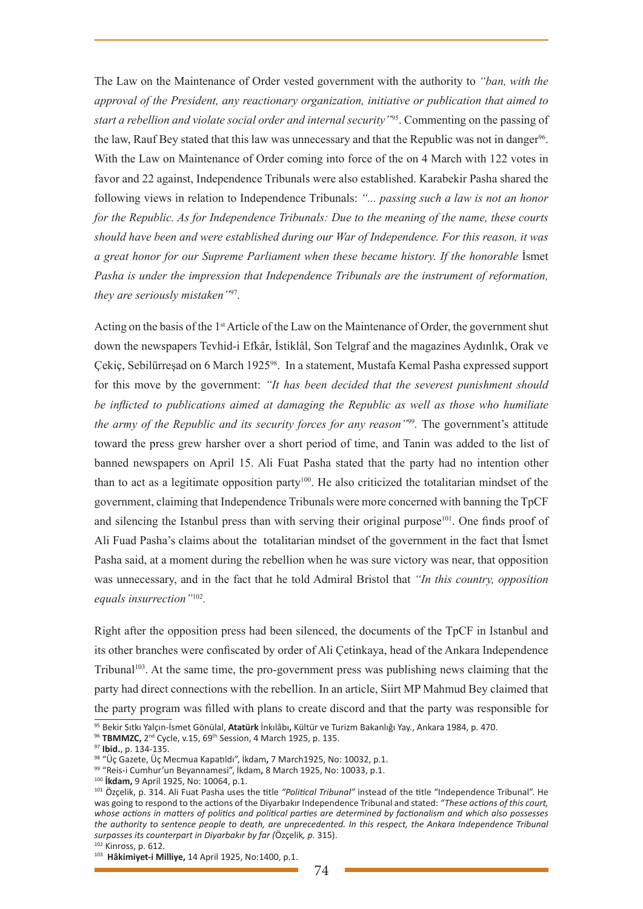The Law on the Maintenance of Order vested government with the authority to *"ban, with the approval of the President, any reactionary organization, initiative or publication that aimed to start a rebellion and violate social order and internal security"*[95]. Commenting on the passing of the law, Rauf Bey stated that this law was unnecessary and that the Republic was not in danger[96]. With the Law on Maintenance of Order coming into force of the on 4 March with 122 votes in favor and 22 against, Independence Tribunals were also established. Karabekir Pasha shared the following views in relation to Independence Tribunals: *"... passing such a law is not an honor for the Republic. As for Independence Tribunals: Due to the meaning of the name, these courts should have been and were established during our War of Independence. For this reason, it was a great honor for our Supreme Parliament when these became history. If the honorable* İsmet *Pasha is under the impression that Independence Tribunals are the instrument of reformation, they are seriously mistaken"*[97].

Acting on the basis of the 1st Article of the Law on the Maintenance of Order, the government shut down the newspapers Tevhid-i Efkâr, İstiklâl, Son Telgraf and the magazines Aydınlık, Orak ve Çekiç, Sebilürreşad on 6 March 1925[98]. In a statement, Mustafa Kemal Pasha expressed support for this move by the government: *"It has been decided that the severest punishment should be inflicted to publications aimed at damaging the Republic as well as those who humiliate the army of the Republic and its security forces for any reason"*[99]. The government's attitude toward the press grew harsher over a short period of time, and Tanin was added to the list of banned newspapers on April 15. Ali Fuat Pasha stated that the party had no intention other than to act as a legitimate opposition party[100]. He also criticized the totalitarian mindset of the government, claiming that Independence Tribunals were more concerned with banning the TpCF and silencing the Istanbul press than with serving their original purpose[101]. One finds proof of Ali Fuad Pasha's claims about the totalitarian mindset of the government in the fact that İsmet Pasha said, at a moment during the rebellion when he was sure victory was near, that opposition was unnecessary, and in the fact that he told Admiral Bristol that *"In this country, opposition equals insurrection"*[102].

Right after the opposition press had been silenced, the documents of the TpCF in Istanbul and its other branches were confiscated by order of Ali Çetinkaya, head of the Ankara Independence Tribunal[103]. At the same time, the pro-government press was publishing news claiming that the party had direct connections with the rebellion. In an article, Siirt MP Mahmud Bey claimed that the party program was filled with plans to create discord and that the party was responsible for

---

[95] Bekir Sıtkı Yalçın-İsmet Gönülal, **Atatürk** İnkılâbı**,** Kültür ve Turizm Bakanlığı Yay., Ankara 1984, p. 470.

[96] **TBMMZC,** 2nd Cycle, v.15, 69th Session, 4 March 1925, p. 135.

[97] **Ibid.**, p. 134-135.

[98] "Üç Gazete, Üç Mecmua Kapatıldı", İkdam, 7 March1925, No: 10032, p.1.

[99] "Reis-i Cumhur'un Beyannamesi", İkdam**,** 8 March 1925, No: 10033, p.1.

[100] **İkdam,** 9 April 1925, No: 10064, p.1.

[101] Özçelik, p. 314. Ali Fuat Pasha uses the title *"Political Tribunal"* instead of the title "Independence Tribunal". He was going to respond to the actions of the Diyarbakır Independence Tribunal and stated: *"These actions of this court, whose actions in matters of politics and political parties are determined by factionalism and which also possesses the authority to sentence people to death, are unprecedented. In this respect, the Ankara Independence Tribunal surpasses its counterpart in Diyarbakır by far (*Özçelik*, p.* 315).

[102] Kinross, p. 612.

[103] **Hâkimiyet-i Milliye,** 14 April 1925, No:1400, p.1.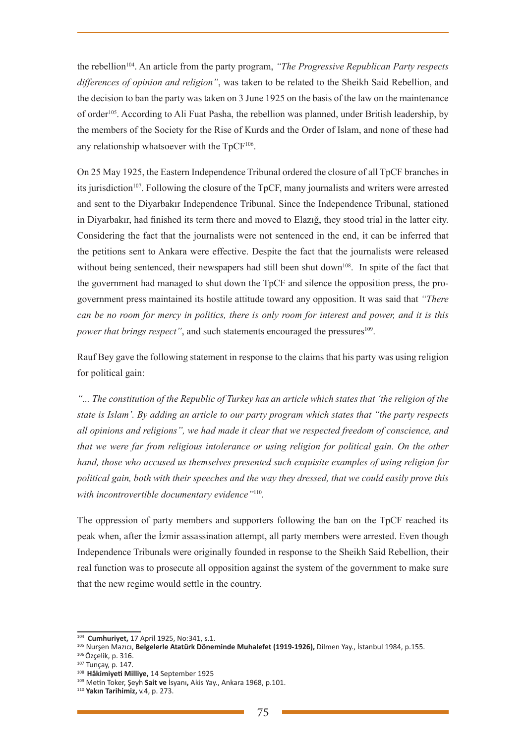the rebellion[104]. An article from the party program, *"The Progressive Republican Party respects differences of opinion and religion"*, was taken to be related to the Sheikh Said Rebellion, and the decision to ban the party was taken on 3 June 1925 on the basis of the law on the maintenance of order[105]. According to Ali Fuat Pasha, the rebellion was planned, under British leadership, by the members of the Society for the Rise of Kurds and the Order of Islam, and none of these had any relationship whatsoever with the TpCF[106].

On 25 May 1925, the Eastern Independence Tribunal ordered the closure of all TpCF branches in its jurisdiction[107]. Following the closure of the TpCF, many journalists and writers were arrested and sent to the Diyarbakır Independence Tribunal. Since the Independence Tribunal, stationed in Diyarbakır, had finished its term there and moved to Elazığ, they stood trial in the latter city. Considering the fact that the journalists were not sentenced in the end, it can be inferred that the petitions sent to Ankara were effective. Despite the fact that the journalists were released without being sentenced, their newspapers had still been shut down[108]. In spite of the fact that the government had managed to shut down the TpCF and silence the opposition press, the pro-government press maintained its hostile attitude toward any opposition. It was said that *"There can be no room for mercy in politics, there is only room for interest and power, and it is this power that brings respect"*, and such statements encouraged the pressures[109].

Rauf Bey gave the following statement in response to the claims that his party was using religion for political gain:

*"... The constitution of the Republic of Turkey has an article which states that 'the religion of the state is Islam'. By adding an article to our party program which states that "the party respects all opinions and religions", we had made it clear that we respected freedom of conscience, and that we were far from religious intolerance or using religion for political gain. On the other hand, those who accused us themselves presented such exquisite examples of using religion for political gain, both with their speeches and the way they dressed, that we could easily prove this with incontrovertible documentary evidence"*[110].

The oppression of party members and supporters following the ban on the TpCF reached its peak when, after the İzmir assassination attempt, all party members were arrested. Even though Independence Tribunals were originally founded in response to the Sheikh Said Rebellion, their real function was to prosecute all opposition against the system of the government to make sure that the new regime would settle in the country.

---

[104] **Cumhuriyet,** 17 April 1925, No:341, s.1.

[105] Nurşen Mazıcı, **Belgelerle Atatürk Döneminde Muhalefet (1919-1926),** Dilmen Yay., İstanbul 1984, p.155.

[106] Özçelik, p. 316.

[107] Tunçay, p. 147.

[108] **Hâkimiyeti Milliye,** 14 September 1925

[109] Metin Toker, Şeyh **Sait ve** İsyanı**,** Akis Yay., Ankara 1968, p.101.

[110] **Yakın Tarihimiz,** v.4, p. 273.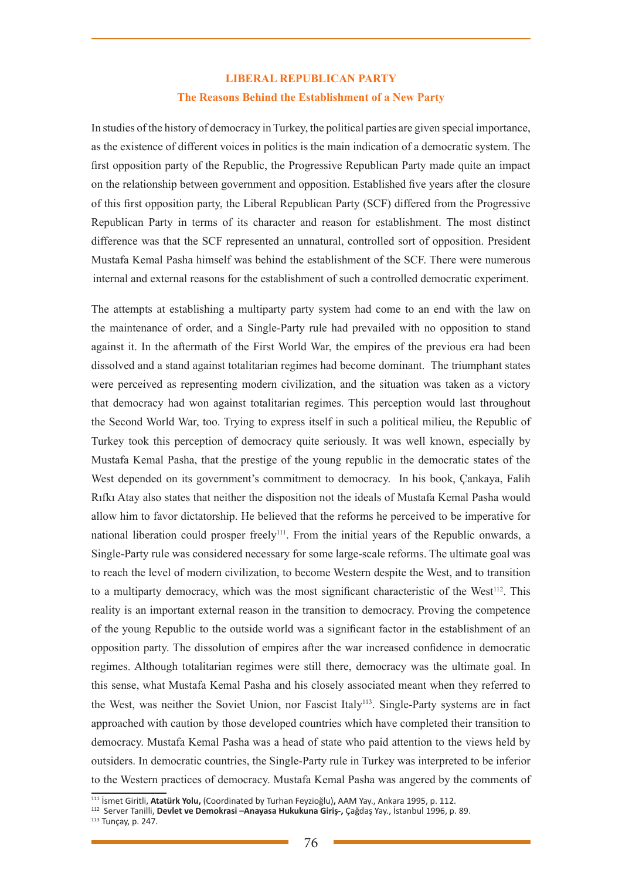## LIBERAL REPUBLICAN PARTY

### The Reasons Behind the Establishment of a New Party

In studies of the history of democracy in Turkey, the political parties are given special importance, as the existence of different voices in politics is the main indication of a democratic system. The first opposition party of the Republic, the Progressive Republican Party made quite an impact on the relationship between government and opposition. Established five years after the closure of this first opposition party, the Liberal Republican Party (SCF) differed from the Progressive Republican Party in terms of its character and reason for establishment. The most distinct difference was that the SCF represented an unnatural, controlled sort of opposition. President Mustafa Kemal Pasha himself was behind the establishment of the SCF. There were numerous internal and external reasons for the establishment of such a controlled democratic experiment.

The attempts at establishing a multiparty party system had come to an end with the law on the maintenance of order, and a Single-Party rule had prevailed with no opposition to stand against it. In the aftermath of the First World War, the empires of the previous era had been dissolved and a stand against totalitarian regimes had become dominant. The triumphant states were perceived as representing modern civilization, and the situation was taken as a victory that democracy had won against totalitarian regimes. This perception would last throughout the Second World War, too. Trying to express itself in such a political milieu, the Republic of Turkey took this perception of democracy quite seriously. It was well known, especially by Mustafa Kemal Pasha, that the prestige of the young republic in the democratic states of the West depended on its government's commitment to democracy. In his book, Çankaya, Falih Rıfkı Atay also states that neither the disposition not the ideals of Mustafa Kemal Pasha would allow him to favor dictatorship. He believed that the reforms he perceived to be imperative for national liberation could prosper freely[111]. From the initial years of the Republic onwards, a Single-Party rule was considered necessary for some large-scale reforms. The ultimate goal was to reach the level of modern civilization, to become Western despite the West, and to transition to a multiparty democracy, which was the most significant characteristic of the West[112]. This reality is an important external reason in the transition to democracy. Proving the competence of the young Republic to the outside world was a significant factor in the establishment of an opposition party. The dissolution of empires after the war increased confidence in democratic regimes. Although totalitarian regimes were still there, democracy was the ultimate goal. In this sense, what Mustafa Kemal Pasha and his closely associated meant when they referred to the West, was neither the Soviet Union, nor Fascist Italy[113]. Single-Party systems are in fact approached with caution by those developed countries which have completed their transition to democracy. Mustafa Kemal Pasha was a head of state who paid attention to the views held by outsiders. In democratic countries, the Single-Party rule in Turkey was interpreted to be inferior to the Western practices of democracy. Mustafa Kemal Pasha was angered by the comments of

---

[111] İsmet Giritli, **Atatürk Yolu,** (Coordinated by Turhan Feyzioğlu**)**, AAM Yay., Ankara 1995, p. 112.

[112] Server Tanilli, **Devlet ve Demokrasi –Anayasa Hukukuna Giriş-,** Çağdaş Yay., İstanbul 1996, p. 89.

[113] Tunçay, p. 247.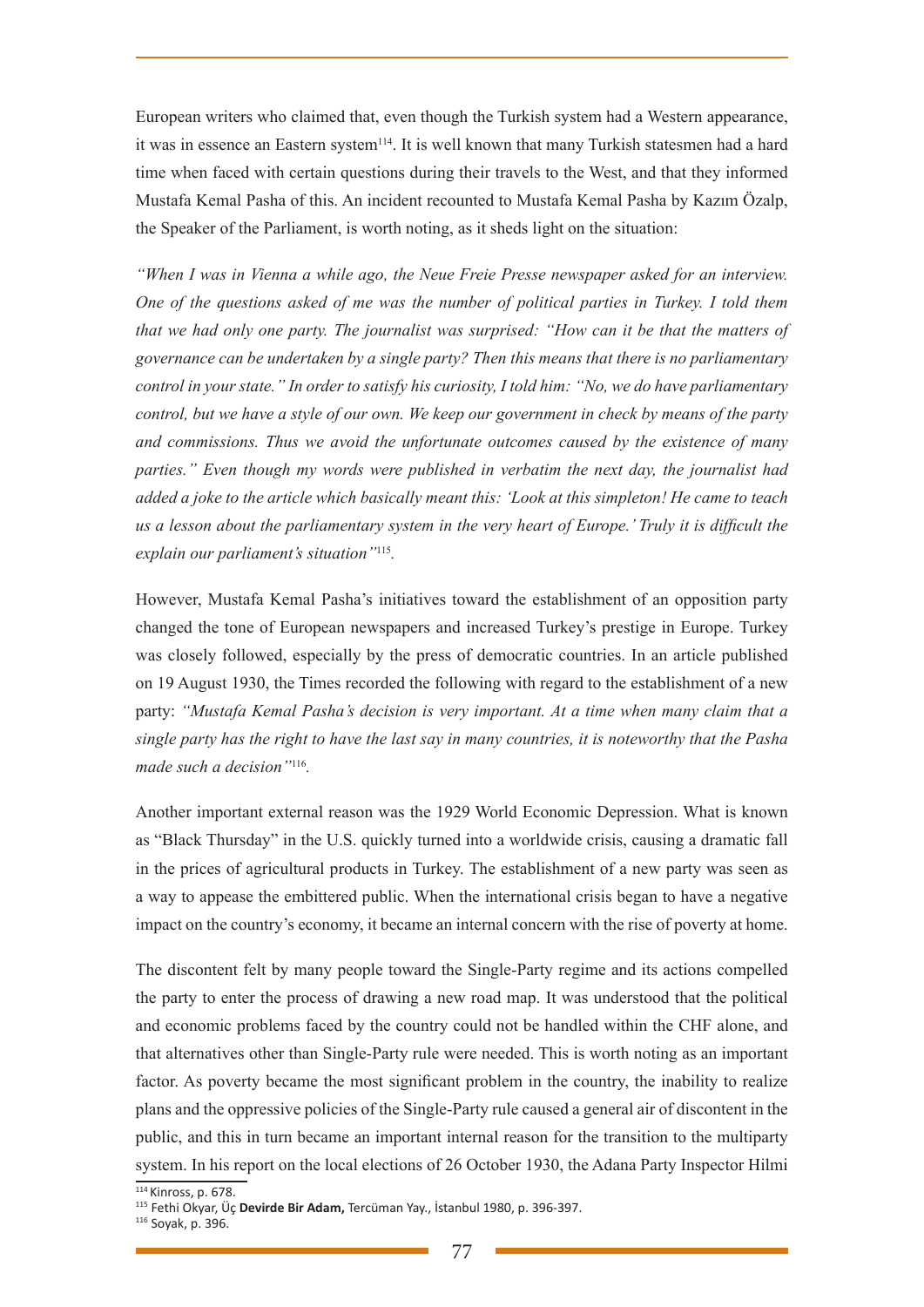European writers who claimed that, even though the Turkish system had a Western appearance, it was in essence an Eastern system[114]. It is well known that many Turkish statesmen had a hard time when faced with certain questions during their travels to the West, and that they informed Mustafa Kemal Pasha of this. An incident recounted to Mustafa Kemal Pasha by Kazım Özalp, the Speaker of the Parliament, is worth noting, as it sheds light on the situation:

*"When I was in Vienna a while ago, the Neue Freie Presse newspaper asked for an interview. One of the questions asked of me was the number of political parties in Turkey. I told them that we had only one party. The journalist was surprised: "How can it be that the matters of governance can be undertaken by a single party? Then this means that there is no parliamentary control in your state." In order to satisfy his curiosity, I told him: "No, we do have parliamentary control, but we have a style of our own. We keep our government in check by means of the party and commissions. Thus we avoid the unfortunate outcomes caused by the existence of many parties." Even though my words were published in verbatim the next day, the journalist had added a joke to the article which basically meant this: 'Look at this simpleton! He came to teach us a lesson about the parliamentary system in the very heart of Europe.' Truly it is difficult the explain our parliament's situation"*[115].

However, Mustafa Kemal Pasha's initiatives toward the establishment of an opposition party changed the tone of European newspapers and increased Turkey's prestige in Europe. Turkey was closely followed, especially by the press of democratic countries. In an article published on 19 August 1930, the Times recorded the following with regard to the establishment of a new party: *"Mustafa Kemal Pasha's decision is very important. At a time when many claim that a single party has the right to have the last say in many countries, it is noteworthy that the Pasha made such a decision"*[116].

Another important external reason was the 1929 World Economic Depression. What is known as "Black Thursday" in the U.S. quickly turned into a worldwide crisis, causing a dramatic fall in the prices of agricultural products in Turkey. The establishment of a new party was seen as a way to appease the embittered public. When the international crisis began to have a negative impact on the country's economy, it became an internal concern with the rise of poverty at home.

The discontent felt by many people toward the Single-Party regime and its actions compelled the party to enter the process of drawing a new road map. It was understood that the political and economic problems faced by the country could not be handled within the CHF alone, and that alternatives other than Single-Party rule were needed. This is worth noting as an important factor. As poverty became the most significant problem in the country, the inability to realize plans and the oppressive policies of the Single-Party rule caused a general air of discontent in the public, and this in turn became an important internal reason for the transition to the multiparty system. In his report on the local elections of 26 October 1930, the Adana Party Inspector Hilmi

---

[114] Kinross, p. 678.

[115] Fethi Okyar, Üç **Devirde Bir Adam,** Tercüman Yay., İstanbul 1980, p. 396-397.

[116] Soyak, p. 396.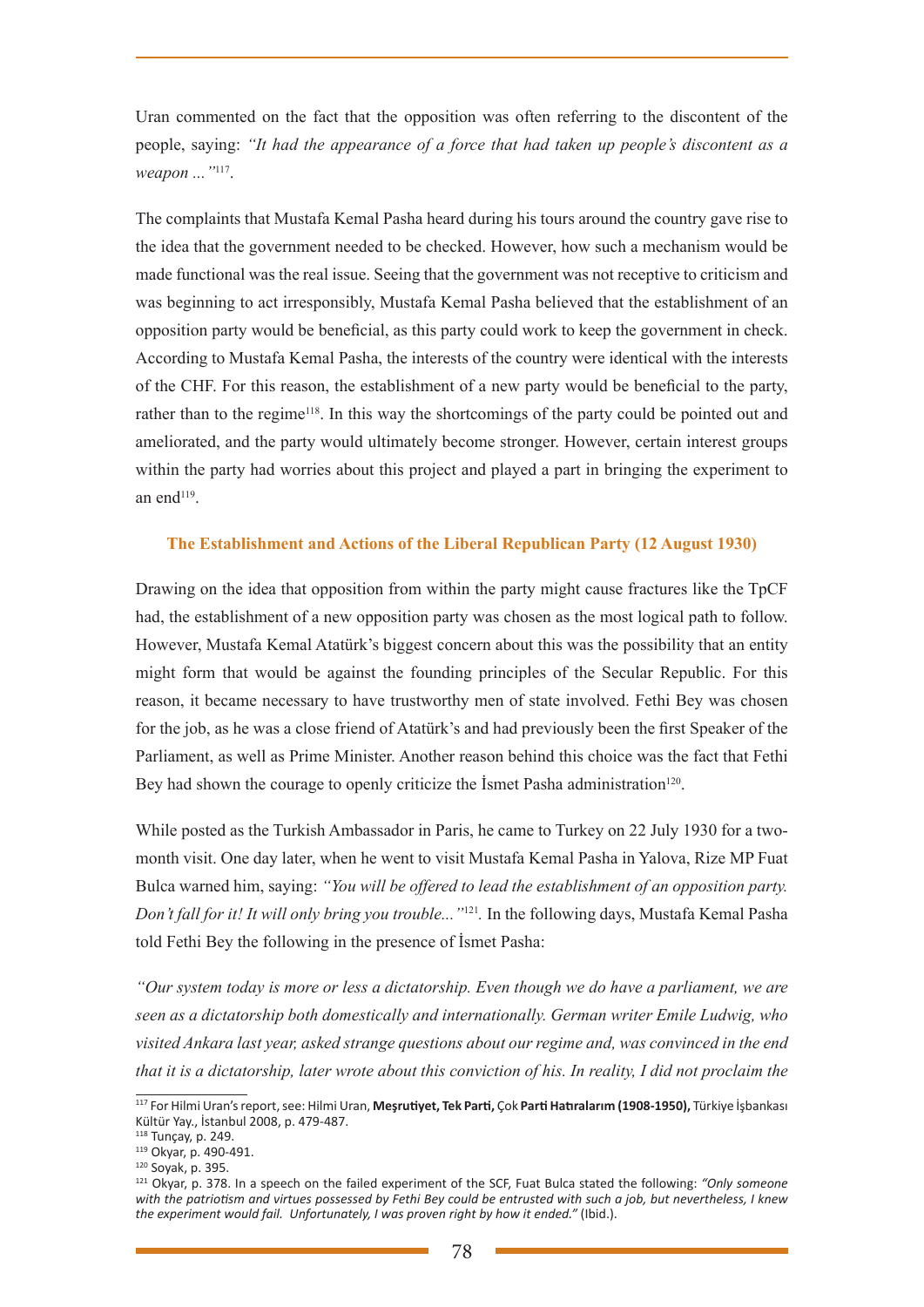Uran commented on the fact that the opposition was often referring to the discontent of the people, saying: *"It had the appearance of a force that had taken up people's discontent as a weapon ..."*[117].

The complaints that Mustafa Kemal Pasha heard during his tours around the country gave rise to the idea that the government needed to be checked. However, how such a mechanism would be made functional was the real issue. Seeing that the government was not receptive to criticism and was beginning to act irresponsibly, Mustafa Kemal Pasha believed that the establishment of an opposition party would be beneficial, as this party could work to keep the government in check. According to Mustafa Kemal Pasha, the interests of the country were identical with the interests of the CHF. For this reason, the establishment of a new party would be beneficial to the party, rather than to the regime[118]. In this way the shortcomings of the party could be pointed out and ameliorated, and the party would ultimately become stronger. However, certain interest groups within the party had worries about this project and played a part in bringing the experiment to an end[119].

### The Establishment and Actions of the Liberal Republican Party (12 August 1930)

Drawing on the idea that opposition from within the party might cause fractures like the TpCF had, the establishment of a new opposition party was chosen as the most logical path to follow. However, Mustafa Kemal Atatürk's biggest concern about this was the possibility that an entity might form that would be against the founding principles of the Secular Republic. For this reason, it became necessary to have trustworthy men of state involved. Fethi Bey was chosen for the job, as he was a close friend of Atatürk's and had previously been the first Speaker of the Parliament, as well as Prime Minister. Another reason behind this choice was the fact that Fethi Bey had shown the courage to openly criticize the İsmet Pasha administration[120].

While posted as the Turkish Ambassador in Paris, he came to Turkey on 22 July 1930 for a two-month visit. One day later, when he went to visit Mustafa Kemal Pasha in Yalova, Rize MP Fuat Bulca warned him, saying: *"You will be offered to lead the establishment of an opposition party. Don't fall for it! It will only bring you trouble..."*[121]. In the following days, Mustafa Kemal Pasha told Fethi Bey the following in the presence of İsmet Pasha:

*"Our system today is more or less a dictatorship. Even though we do have a parliament, we are seen as a dictatorship both domestically and internationally. German writer Emile Ludwig, who visited Ankara last year, asked strange questions about our regime and, was convinced in the end that it is a dictatorship, later wrote about this conviction of his. In reality, I did not proclaim the*

---

[117] For Hilmi Uran's report, see: Hilmi Uran, **Meşrutiyet, Tek Parti,** Çok **Parti Hatıralarım (1908-1950),** Türkiye İşbankası Kültür Yay., İstanbul 2008, p. 479-487.

[118] Tunçay, p. 249.

[119] Okyar, p. 490-491.

[120] Soyak, p. 395.

[121] Okyar, p. 378. In a speech on the failed experiment of the SCF, Fuat Bulca stated the following: *"Only someone with the patriotism and virtues possessed by Fethi Bey could be entrusted with such a job, but nevertheless, I knew the experiment would fail. Unfortunately, I was proven right by how it ended."* (Ibid.).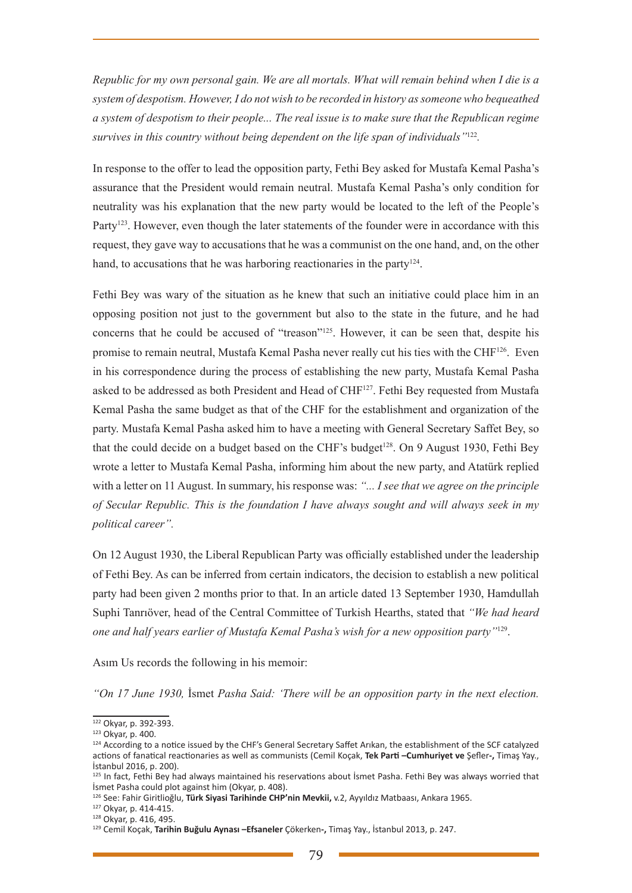*Republic for my own personal gain. We are all mortals. What will remain behind when I die is a system of despotism. However, I do not wish to be recorded in history as someone who bequeathed a system of despotism to their people... The real issue is to make sure that the Republican regime survives in this country without being dependent on the life span of individuals"*[122].

In response to the offer to lead the opposition party, Fethi Bey asked for Mustafa Kemal Pasha's assurance that the President would remain neutral. Mustafa Kemal Pasha's only condition for neutrality was his explanation that the new party would be located to the left of the People's Party[123]. However, even though the later statements of the founder were in accordance with this request, they gave way to accusations that he was a communist on the one hand, and, on the other hand, to accusations that he was harboring reactionaries in the party[124].

Fethi Bey was wary of the situation as he knew that such an initiative could place him in an opposing position not just to the government but also to the state in the future, and he had concerns that he could be accused of "treason"[125]. However, it can be seen that, despite his promise to remain neutral, Mustafa Kemal Pasha never really cut his ties with the CHF[126]. Even in his correspondence during the process of establishing the new party, Mustafa Kemal Pasha asked to be addressed as both President and Head of CHF[127]. Fethi Bey requested from Mustafa Kemal Pasha the same budget as that of the CHF for the establishment and organization of the party. Mustafa Kemal Pasha asked him to have a meeting with General Secretary Saffet Bey, so that the could decide on a budget based on the CHF's budget[128]. On 9 August 1930, Fethi Bey wrote a letter to Mustafa Kemal Pasha, informing him about the new party, and Atatürk replied with a letter on 11 August. In summary, his response was: *"... I see that we agree on the principle of Secular Republic. This is the foundation I have always sought and will always seek in my political career".*

On 12 August 1930, the Liberal Republican Party was officially established under the leadership of Fethi Bey. As can be inferred from certain indicators, the decision to establish a new political party had been given 2 months prior to that. In an article dated 13 September 1930, Hamdullah Suphi Tanrıöver, head of the Central Committee of Turkish Hearths, stated that *"We had heard one and half years earlier of Mustafa Kemal Pasha's wish for a new opposition party"*[129].

Asım Us records the following in his memoir:

*"On 17 June 1930,* İsmet *Pasha Said: 'There will be an opposition party in the next election.*

---

[122] Okyar, p. 392-393.

[123] Okyar, p. 400.

[124] According to a notice issued by the CHF's General Secretary Saffet Arıkan, the establishment of the SCF catalyzed actions of fanatical reactionaries as well as communists (Cemil Koçak, **Tek Parti –Cumhuriyet ve** Şefler**-,** Timaş Yay., İstanbul 2016, p. 200).

[125] In fact, Fethi Bey had always maintained his reservations about İsmet Pasha. Fethi Bey was always worried that İsmet Pasha could plot against him (Okyar, p. 408).

[126] See: Fahir Giritlioğlu, **Türk Siyasi Tarihinde CHP'nin Mevkii,** v.2, Ayyıldız Matbaası, Ankara 1965.

[127] Okyar, p. 414-415.

[128] Okyar, p. 416, 495.

[129] Cemil Koçak, **Tarihin Buğulu Aynası –Efsaneler** Çökerken**-,** Timaş Yay., İstanbul 2013, p. 247.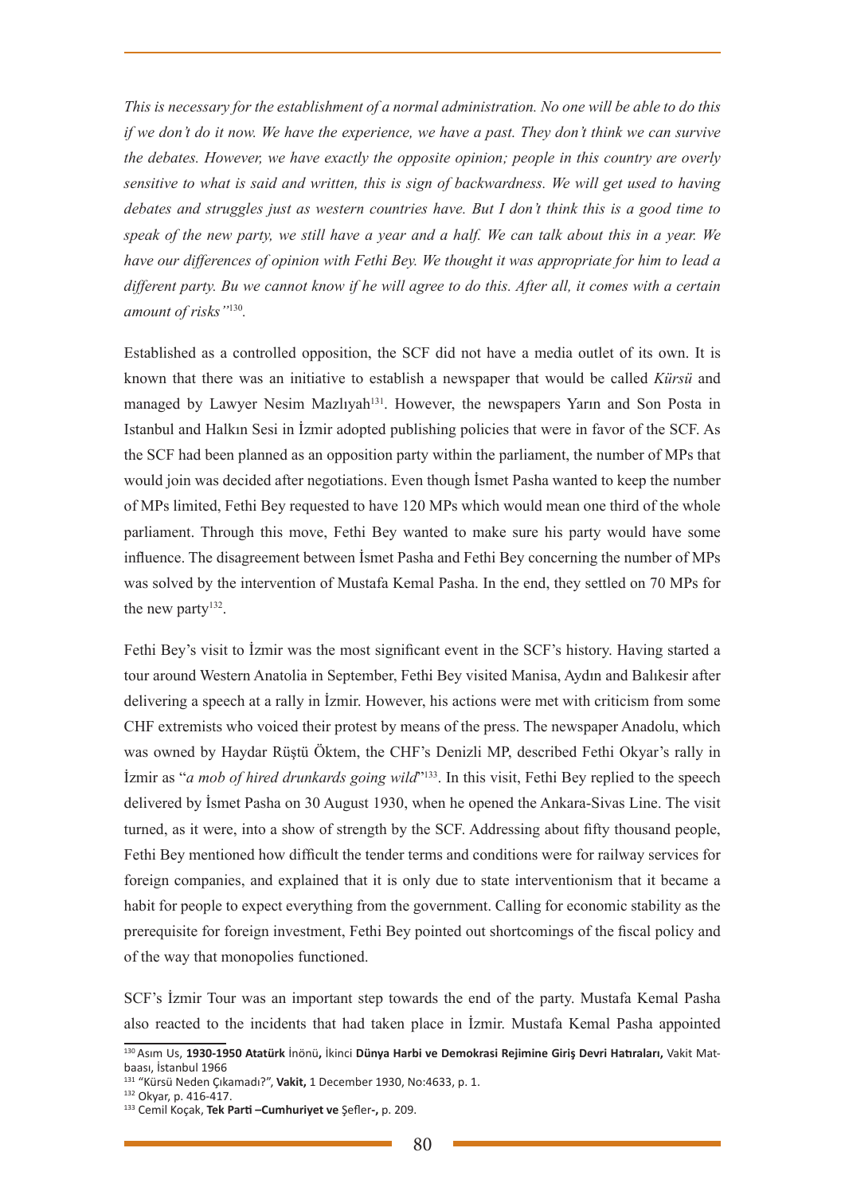*This is necessary for the establishment of a normal administration. No one will be able to do this if we don't do it now. We have the experience, we have a past. They don't think we can survive the debates. However, we have exactly the opposite opinion; people in this country are overly sensitive to what is said and written, this is sign of backwardness. We will get used to having debates and struggles just as western countries have. But I don't think this is a good time to speak of the new party, we still have a year and a half. We can talk about this in a year. We have our differences of opinion with Fethi Bey. We thought it was appropriate for him to lead a different party. Bu we cannot know if he will agree to do this. After all, it comes with a certain amount of risks"*[130].

Established as a controlled opposition, the SCF did not have a media outlet of its own. It is known that there was an initiative to establish a newspaper that would be called *Kürsü* and managed by Lawyer Nesim Mazlıyah[131]. However, the newspapers Yarın and Son Posta in Istanbul and Halkın Sesi in İzmir adopted publishing policies that were in favor of the SCF. As the SCF had been planned as an opposition party within the parliament, the number of MPs that would join was decided after negotiations. Even though İsmet Pasha wanted to keep the number of MPs limited, Fethi Bey requested to have 120 MPs which would mean one third of the whole parliament. Through this move, Fethi Bey wanted to make sure his party would have some influence. The disagreement between İsmet Pasha and Fethi Bey concerning the number of MPs was solved by the intervention of Mustafa Kemal Pasha. In the end, they settled on 70 MPs for the new party[132].

Fethi Bey's visit to İzmir was the most significant event in the SCF's history. Having started a tour around Western Anatolia in September, Fethi Bey visited Manisa, Aydın and Balıkesir after delivering a speech at a rally in İzmir. However, his actions were met with criticism from some CHF extremists who voiced their protest by means of the press. The newspaper Anadolu, which was owned by Haydar Rüştü Öktem, the CHF's Denizli MP, described Fethi Okyar's rally in İzmir as "*a mob of hired drunkards going wild*"[133]. In this visit, Fethi Bey replied to the speech delivered by İsmet Pasha on 30 August 1930, when he opened the Ankara-Sivas Line. The visit turned, as it were, into a show of strength by the SCF. Addressing about fifty thousand people, Fethi Bey mentioned how difficult the tender terms and conditions were for railway services for foreign companies, and explained that it is only due to state interventionism that it became a habit for people to expect everything from the government. Calling for economic stability as the prerequisite for foreign investment, Fethi Bey pointed out shortcomings of the fiscal policy and of the way that monopolies functioned.

SCF's İzmir Tour was an important step towards the end of the party. Mustafa Kemal Pasha also reacted to the incidents that had taken place in İzmir. Mustafa Kemal Pasha appointed

---

[130] Asım Us, **1930-1950 Atatürk** İnönü**,** İkinci **Dünya Harbi ve Demokrasi Rejimine Giriş Devri Hatıraları,** Vakit Matbaası, İstanbul 1966

[131] "Kürsü Neden Çıkamadı?", **Vakit,** 1 December 1930, No:4633, p. 1.

[132] Okyar, p. 416-417.

[133] Cemil Koçak, **Tek Parti –Cumhuriyet ve** Şefler**-,** p. 209.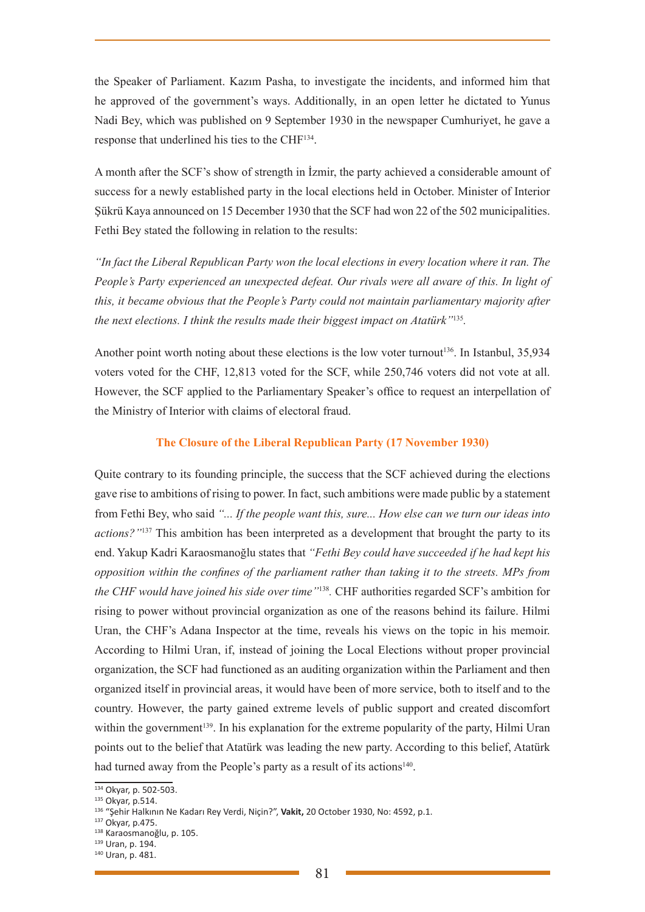the Speaker of Parliament. Kazım Pasha, to investigate the incidents, and informed him that he approved of the government's ways. Additionally, in an open letter he dictated to Yunus Nadi Bey, which was published on 9 September 1930 in the newspaper Cumhuriyet, he gave a response that underlined his ties to the CHF[134].

A month after the SCF's show of strength in İzmir, the party achieved a considerable amount of success for a newly established party in the local elections held in October. Minister of Interior Şükrü Kaya announced on 15 December 1930 that the SCF had won 22 of the 502 municipalities. Fethi Bey stated the following in relation to the results:

*"In fact the Liberal Republican Party won the local elections in every location where it ran. The People's Party experienced an unexpected defeat. Our rivals were all aware of this. In light of this, it became obvious that the People's Party could not maintain parliamentary majority after the next elections. I think the results made their biggest impact on Atatürk"*[135].

Another point worth noting about these elections is the low voter turnout[136]. In Istanbul, 35,934 voters voted for the CHF, 12,813 voted for the SCF, while 250,746 voters did not vote at all. However, the SCF applied to the Parliamentary Speaker's office to request an interpellation of the Ministry of Interior with claims of electoral fraud.

### The Closure of the Liberal Republican Party (17 November 1930)

Quite contrary to its founding principle, the success that the SCF achieved during the elections gave rise to ambitions of rising to power. In fact, such ambitions were made public by a statement from Fethi Bey, who said *"... If the people want this, sure... How else can we turn our ideas into actions?"*[137] This ambition has been interpreted as a development that brought the party to its end. Yakup Kadri Karaosmanoğlu states that *"Fethi Bey could have succeeded if he had kept his opposition within the confines of the parliament rather than taking it to the streets. MPs from the CHF would have joined his side over time"*[138]. CHF authorities regarded SCF's ambition for rising to power without provincial organization as one of the reasons behind its failure. Hilmi Uran, the CHF's Adana Inspector at the time, reveals his views on the topic in his memoir. According to Hilmi Uran, if, instead of joining the Local Elections without proper provincial organization, the SCF had functioned as an auditing organization within the Parliament and then organized itself in provincial areas, it would have been of more service, both to itself and to the country. However, the party gained extreme levels of public support and created discomfort within the government[139]. In his explanation for the extreme popularity of the party, Hilmi Uran points out to the belief that Atatürk was leading the new party. According to this belief, Atatürk had turned away from the People's party as a result of its actions[140].

---

[134] Okyar, p. 502-503.
[135] Okyar, p.514.
[136] "Şehir Halkının Ne Kadarı Rey Verdi, Niçin?", **Vakit,** 20 October 1930, No: 4592, p.1.
[137] Okyar, p.475.
[138] Karaosmanoğlu, p. 105.
[139] Uran, p. 194.
[140] Uran, p. 481.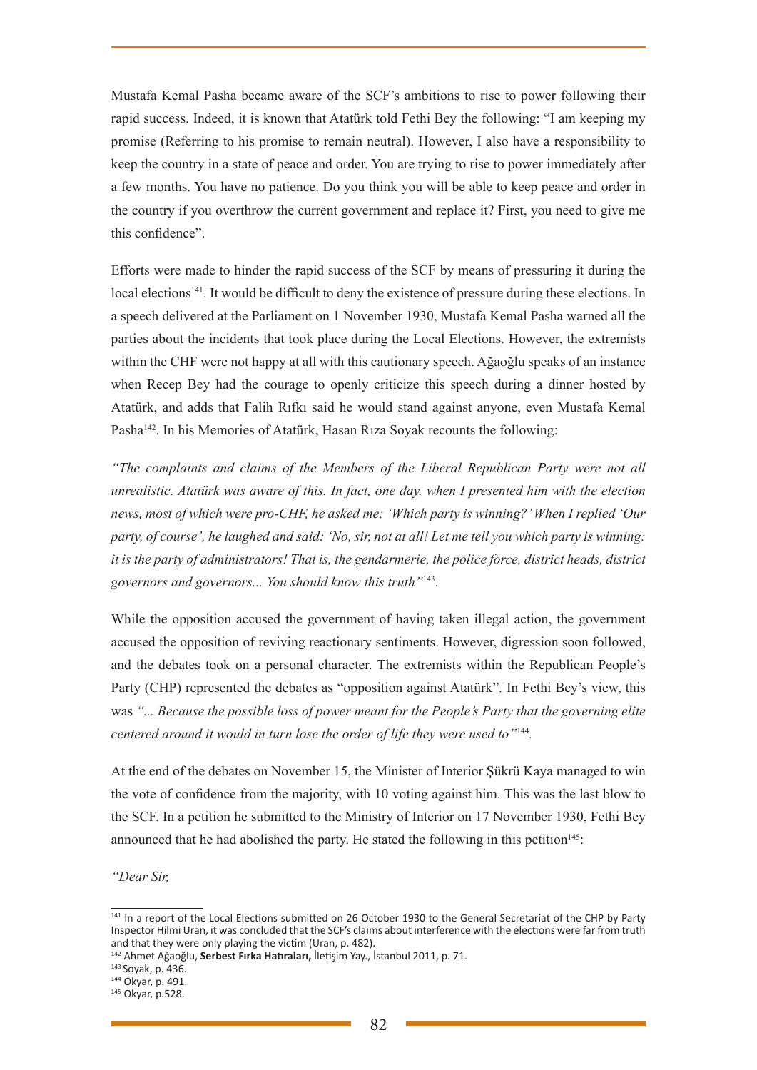Mustafa Kemal Pasha became aware of the SCF's ambitions to rise to power following their rapid success. Indeed, it is known that Atatürk told Fethi Bey the following: "I am keeping my promise (Referring to his promise to remain neutral). However, I also have a responsibility to keep the country in a state of peace and order. You are trying to rise to power immediately after a few months. You have no patience. Do you think you will be able to keep peace and order in the country if you overthrow the current government and replace it? First, you need to give me this confidence".

Efforts were made to hinder the rapid success of the SCF by means of pressuring it during the local elections[141]. It would be difficult to deny the existence of pressure during these elections. In a speech delivered at the Parliament on 1 November 1930, Mustafa Kemal Pasha warned all the parties about the incidents that took place during the Local Elections. However, the extremists within the CHF were not happy at all with this cautionary speech. Ağaoğlu speaks of an instance when Recep Bey had the courage to openly criticize this speech during a dinner hosted by Atatürk, and adds that Falih Rıfkı said he would stand against anyone, even Mustafa Kemal Pasha[142]. In his Memories of Atatürk, Hasan Rıza Soyak recounts the following:

*"The complaints and claims of the Members of the Liberal Republican Party were not all unrealistic. Atatürk was aware of this. In fact, one day, when I presented him with the election news, most of which were pro-CHF, he asked me: 'Which party is winning?' When I replied 'Our party, of course', he laughed and said: 'No, sir, not at all! Let me tell you which party is winning: it is the party of administrators! That is, the gendarmerie, the police force, district heads, district governors and governors... You should know this truth'"*[143].

While the opposition accused the government of having taken illegal action, the government accused the opposition of reviving reactionary sentiments. However, digression soon followed, and the debates took on a personal character. The extremists within the Republican People's Party (CHP) represented the debates as "opposition against Atatürk". In Fethi Bey's view, this was *"... Because the possible loss of power meant for the People's Party that the governing elite centered around it would in turn lose the order of life they were used to"*[144].

At the end of the debates on November 15, the Minister of Interior Şükrü Kaya managed to win the vote of confidence from the majority, with 10 voting against him. This was the last blow to the SCF. In a petition he submitted to the Ministry of Interior on 17 November 1930, Fethi Bey announced that he had abolished the party. He stated the following in this petition[145]:

*"Dear Sir,*

---

[141] In a report of the Local Elections submitted on 26 October 1930 to the General Secretariat of the CHP by Party Inspector Hilmi Uran, it was concluded that the SCF's claims about interference with the elections were far from truth and that they were only playing the victim (Uran, p. 482).

[142] Ahmet Ağaoğlu, **Serbest Fırka Hatıraları,** İletişim Yay., İstanbul 2011, p. 71.

[143] Soyak, p. 436.

[144] Okyar, p. 491.

[145] Okyar, p.528.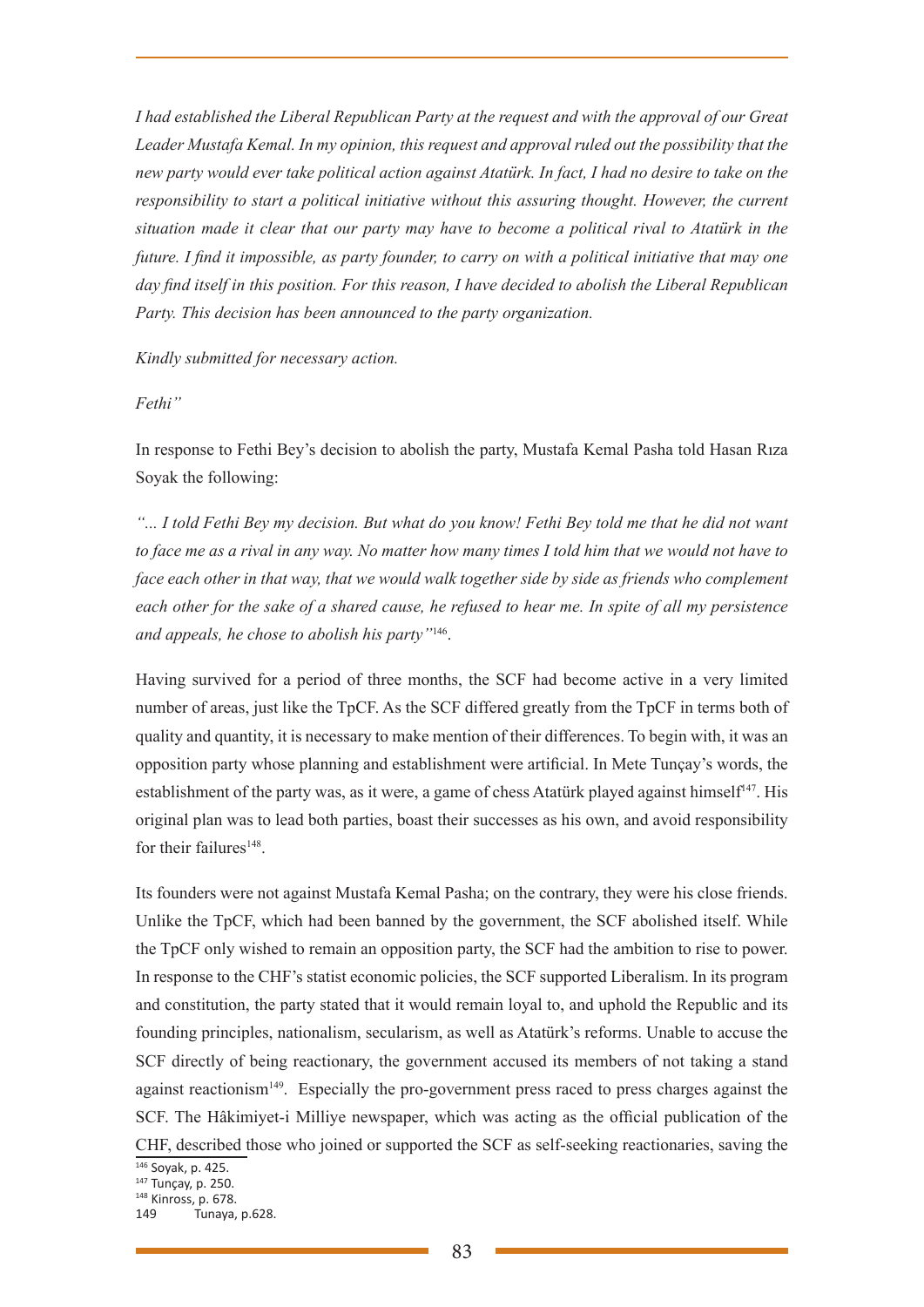*I had established the Liberal Republican Party at the request and with the approval of our Great Leader Mustafa Kemal. In my opinion, this request and approval ruled out the possibility that the new party would ever take political action against Atatürk. In fact, I had no desire to take on the responsibility to start a political initiative without this assuring thought. However, the current situation made it clear that our party may have to become a political rival to Atatürk in the future. I find it impossible, as party founder, to carry on with a political initiative that may one day find itself in this position. For this reason, I have decided to abolish the Liberal Republican Party. This decision has been announced to the party organization.*

*Kindly submitted for necessary action.*

*Fethi"*

In response to Fethi Bey's decision to abolish the party, Mustafa Kemal Pasha told Hasan Rıza Soyak the following:

*"... I told Fethi Bey my decision. But what do you know! Fethi Bey told me that he did not want to face me as a rival in any way. No matter how many times I told him that we would not have to face each other in that way, that we would walk together side by side as friends who complement each other for the sake of a shared cause, he refused to hear me. In spite of all my persistence and appeals, he chose to abolish his party"*[146].

Having survived for a period of three months, the SCF had become active in a very limited number of areas, just like the TpCF. As the SCF differed greatly from the TpCF in terms both of quality and quantity, it is necessary to make mention of their differences. To begin with, it was an opposition party whose planning and establishment were artificial. In Mete Tunçay's words, the establishment of the party was, as it were, a game of chess Atatürk played against himself[147]. His original plan was to lead both parties, boast their successes as his own, and avoid responsibility for their failures[148].

Its founders were not against Mustafa Kemal Pasha; on the contrary, they were his close friends. Unlike the TpCF, which had been banned by the government, the SCF abolished itself. While the TpCF only wished to remain an opposition party, the SCF had the ambition to rise to power. In response to the CHF's statist economic policies, the SCF supported Liberalism. In its program and constitution, the party stated that it would remain loyal to, and uphold the Republic and its founding principles, nationalism, secularism, as well as Atatürk's reforms. Unable to accuse the SCF directly of being reactionary, the government accused its members of not taking a stand against reactionism[149]. Especially the pro-government press raced to press charges against the SCF. The Hâkimiyet-i Milliye newspaper, which was acting as the official publication of the CHF, described those who joined or supported the SCF as self-seeking reactionaries, saving the

---

[146] Soyak, p. 425.
[147] Tunçay, p. 250.
[148] Kinross, p. 678.
[149] Tunaya, p.628.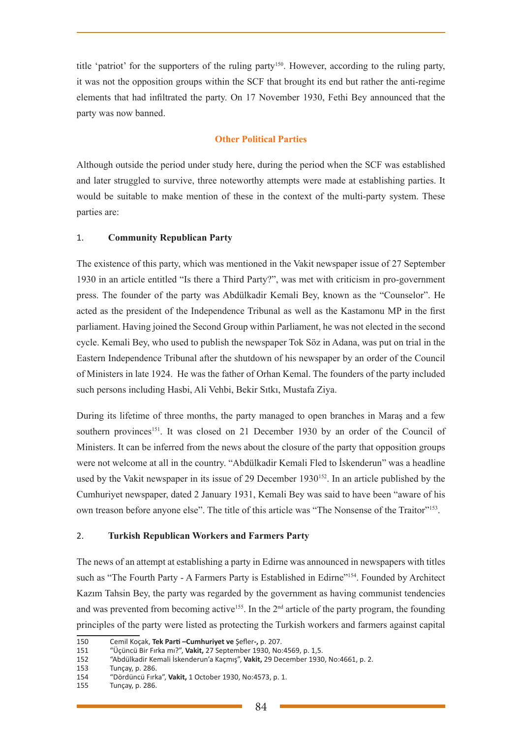title 'patriot' for the supporters of the ruling party[150]. However, according to the ruling party, it was not the opposition groups within the SCF that brought its end but rather the anti-regime elements that had infiltrated the party. On 17 November 1930, Fethi Bey announced that the party was now banned.

## Other Political Parties

Although outside the period under study here, during the period when the SCF was established and later struggled to survive, three noteworthy attempts were made at establishing parties. It would be suitable to make mention of these in the context of the multi-party system. These parties are:

### 1. Community Republican Party

The existence of this party, which was mentioned in the Vakit newspaper issue of 27 September 1930 in an article entitled "Is there a Third Party?", was met with criticism in pro-government press. The founder of the party was Abdülkadir Kemali Bey, known as the "Counselor". He acted as the president of the Independence Tribunal as well as the Kastamonu MP in the first parliament. Having joined the Second Group within Parliament, he was not elected in the second cycle. Kemali Bey, who used to publish the newspaper Tok Söz in Adana, was put on trial in the Eastern Independence Tribunal after the shutdown of his newspaper by an order of the Council of Ministers in late 1924. He was the father of Orhan Kemal. The founders of the party included such persons including Hasbi, Ali Vehbi, Bekir Sıtkı, Mustafa Ziya.

During its lifetime of three months, the party managed to open branches in Maraş and a few southern provinces[151]. It was closed on 21 December 1930 by an order of the Council of Ministers. It can be inferred from the news about the closure of the party that opposition groups were not welcome at all in the country. "Abdülkadir Kemali Fled to İskenderun" was a headline used by the Vakit newspaper in its issue of 29 December 1930[152]. In an article published by the Cumhuriyet newspaper, dated 2 January 1931, Kemali Bey was said to have been "aware of his own treason before anyone else". The title of this article was "The Nonsense of the Traitor"[153].

### 2. Turkish Republican Workers and Farmers Party

The news of an attempt at establishing a party in Edirne was announced in newspapers with titles such as "The Fourth Party - A Farmers Party is Established in Edirne"[154]. Founded by Architect Kazım Tahsin Bey, the party was regarded by the government as having communist tendencies and was prevented from becoming active[155]. In the 2nd article of the party program, the founding principles of the party were listed as protecting the Turkish workers and farmers against capital

---

150 Cemil Koçak, **Tek Parti –Cumhuriyet ve** Şefler**-,** p. 207.

151 "Üçüncü Bir Fırka mı?", **Vakit,** 27 September 1930, No:4569, p. 1,5.

152 "Abdülkadir Kemali İskenderun'a Kaçmış", **Vakit,** 29 December 1930, No:4661, p. 2.

153 Tunçay, p. 286.

154 "Dördüncü Fırka", **Vakit,** 1 October 1930, No:4573, p. 1.

155 Tunçay, p. 286.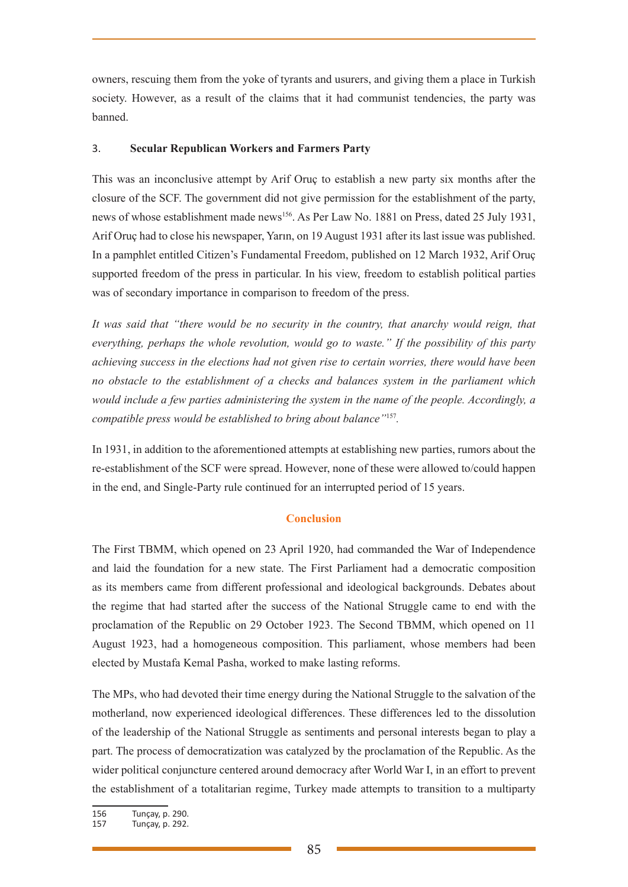owners, rescuing them from the yoke of tyrants and usurers, and giving them a place in Turkish society. However, as a result of the claims that it had communist tendencies, the party was banned.

### 3. Secular Republican Workers and Farmers Party

This was an inconclusive attempt by Arif Oruç to establish a new party six months after the closure of the SCF. The government did not give permission for the establishment of the party, news of whose establishment made news[156]. As Per Law No. 1881 on Press, dated 25 July 1931, Arif Oruç had to close his newspaper, Yarın, on 19 August 1931 after its last issue was published. In a pamphlet entitled Citizen's Fundamental Freedom, published on 12 March 1932, Arif Oruç supported freedom of the press in particular. In his view, freedom to establish political parties was of secondary importance in comparison to freedom of the press.

*It was said that "there would be no security in the country, that anarchy would reign, that everything, perhaps the whole revolution, would go to waste." If the possibility of this party achieving success in the elections had not given rise to certain worries, there would have been no obstacle to the establishment of a checks and balances system in the parliament which would include a few parties administering the system in the name of the people. Accordingly, a compatible press would be established to bring about balance"*[157].

In 1931, in addition to the aforementioned attempts at establishing new parties, rumors about the re-establishment of the SCF were spread. However, none of these were allowed to/could happen in the end, and Single-Party rule continued for an interrupted period of 15 years.

## Conclusion

The First TBMM, which opened on 23 April 1920, had commanded the War of Independence and laid the foundation for a new state. The First Parliament had a democratic composition as its members came from different professional and ideological backgrounds. Debates about the regime that had started after the success of the National Struggle came to end with the proclamation of the Republic on 29 October 1923. The Second TBMM, which opened on 11 August 1923, had a homogeneous composition. This parliament, whose members had been elected by Mustafa Kemal Pasha, worked to make lasting reforms.

The MPs, who had devoted their time energy during the National Struggle to the salvation of the motherland, now experienced ideological differences. These differences led to the dissolution of the leadership of the National Struggle as sentiments and personal interests began to play a part. The process of democratization was catalyzed by the proclamation of the Republic. As the wider political conjuncture centered around democracy after World War I, in an effort to prevent the establishment of a totalitarian regime, Turkey made attempts to transition to a multiparty

---

156 Tunçay, p. 290.
157 Tunçay, p. 292.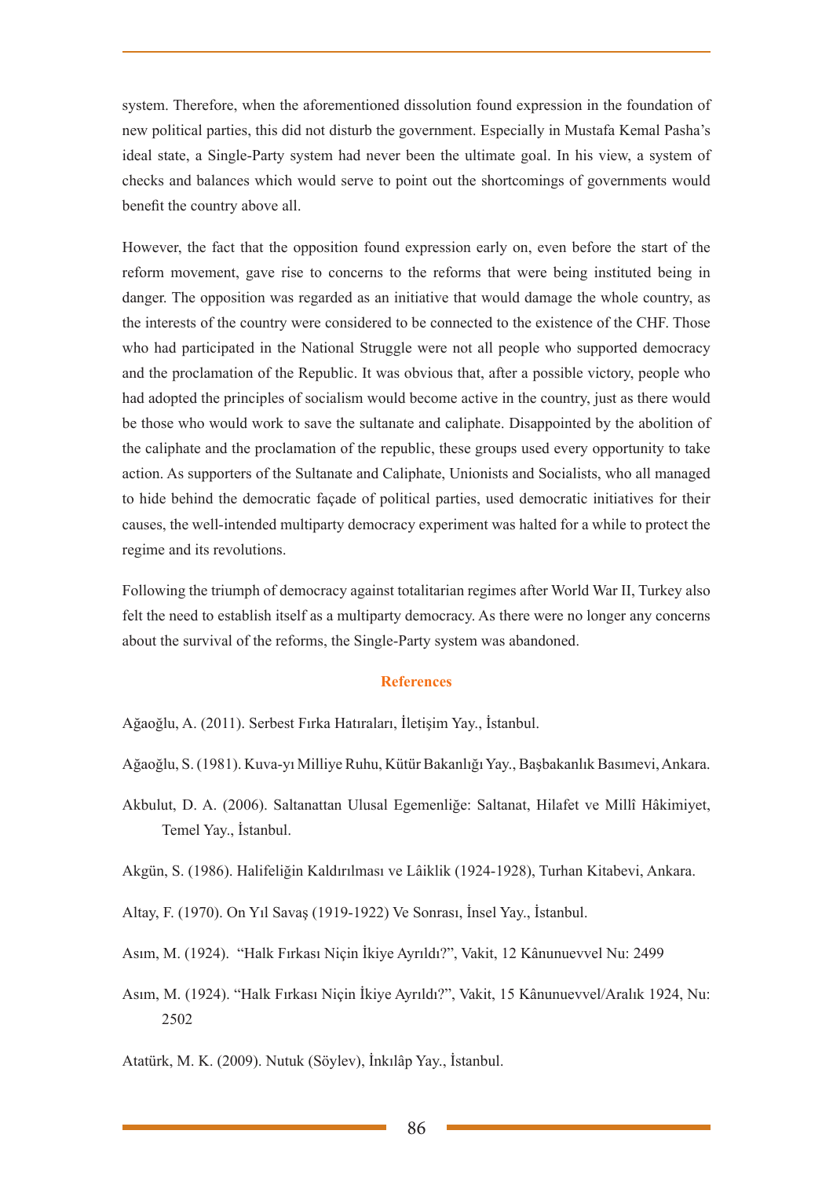system. Therefore, when the aforementioned dissolution found expression in the foundation of new political parties, this did not disturb the government. Especially in Mustafa Kemal Pasha's ideal state, a Single-Party system had never been the ultimate goal. In his view, a system of checks and balances which would serve to point out the shortcomings of governments would benefit the country above all.

However, the fact that the opposition found expression early on, even before the start of the reform movement, gave rise to concerns to the reforms that were being instituted being in danger. The opposition was regarded as an initiative that would damage the whole country, as the interests of the country were considered to be connected to the existence of the CHF. Those who had participated in the National Struggle were not all people who supported democracy and the proclamation of the Republic. It was obvious that, after a possible victory, people who had adopted the principles of socialism would become active in the country, just as there would be those who would work to save the sultanate and caliphate. Disappointed by the abolition of the caliphate and the proclamation of the republic, these groups used every opportunity to take action. As supporters of the Sultanate and Caliphate, Unionists and Socialists, who all managed to hide behind the democratic façade of political parties, used democratic initiatives for their causes, the well-intended multiparty democracy experiment was halted for a while to protect the regime and its revolutions.

Following the triumph of democracy against totalitarian regimes after World War II, Turkey also felt the need to establish itself as a multiparty democracy. As there were no longer any concerns about the survival of the reforms, the Single-Party system was abandoned.

## References

Ağaoğlu, A. (2011). Serbest Fırka Hatıraları, İletişim Yay., İstanbul.

Ağaoğlu, S. (1981). Kuva-yı Milliye Ruhu, Kütür Bakanlığı Yay., Başbakanlık Basımevi, Ankara.

Akbulut, D. A. (2006). Saltanattan Ulusal Egemenliğe: Saltanat, Hilafet ve Millî Hâkimiyet, Temel Yay., İstanbul.

Akgün, S. (1986). Halifeliğin Kaldırılması ve Lâiklik (1924-1928), Turhan Kitabevi, Ankara.

Altay, F. (1970). On Yıl Savaş (1919-1922) Ve Sonrası, İnsel Yay., İstanbul.

Asım, M. (1924). "Halk Fırkası Niçin İkiye Ayrıldı?", Vakit, 12 Kânunuevvel Nu: 2499

Asım, M. (1924). "Halk Fırkası Niçin İkiye Ayrıldı?", Vakit, 15 Kânunuevvel/Aralık 1924, Nu: 2502

Atatürk, M. K. (2009). Nutuk (Söylev), İnkılâp Yay., İstanbul.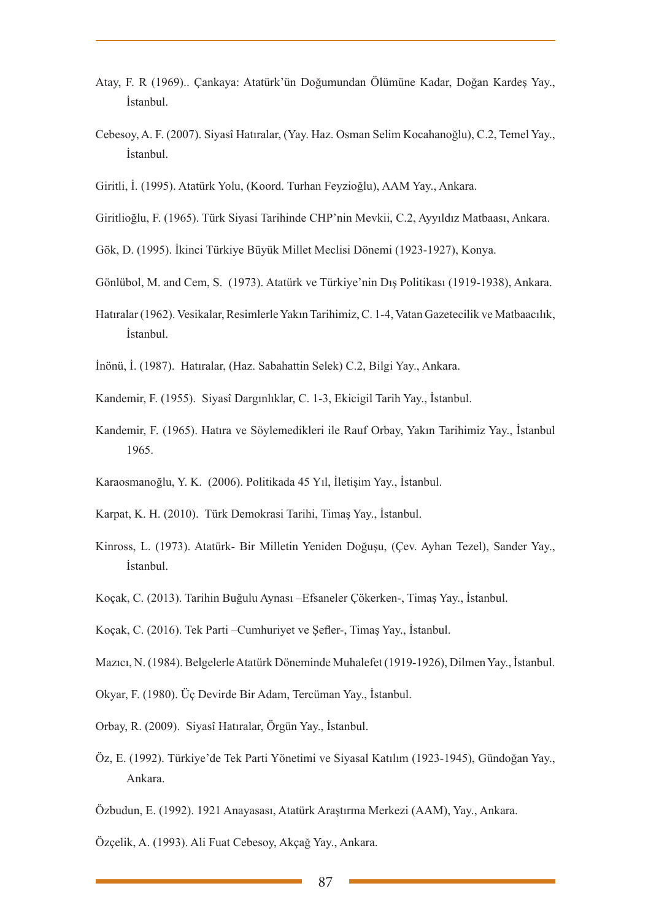Atay, F. R (1969).. Çankaya: Atatürk'ün Doğumundan Ölümüne Kadar, Doğan Kardeş Yay., İstanbul.

Cebesoy, A. F. (2007). Siyasî Hatıralar, (Yay. Haz. Osman Selim Kocahanoğlu), C.2, Temel Yay., İstanbul.

Giritli, İ. (1995). Atatürk Yolu, (Koord. Turhan Feyzioğlu), AAM Yay., Ankara.

Giritlioğlu, F. (1965). Türk Siyasi Tarihinde CHP'nin Mevkii, C.2, Ayyıldız Matbaası, Ankara.

Gök, D. (1995). İkinci Türkiye Büyük Millet Meclisi Dönemi (1923-1927), Konya.

Gönlübol, M. and Cem, S. (1973). Atatürk ve Türkiye'nin Dış Politikası (1919-1938), Ankara.

Hatıralar (1962). Vesikalar, Resimlerle Yakın Tarihimiz, C. 1-4, Vatan Gazetecilik ve Matbaacılık, İstanbul.

İnönü, İ. (1987). Hatıralar, (Haz. Sabahattin Selek) C.2, Bilgi Yay., Ankara.

Kandemir, F. (1955). Siyasî Dargınlıklar, C. 1-3, Ekicigil Tarih Yay., İstanbul.

Kandemir, F. (1965). Hatıra ve Söylemedikleri ile Rauf Orbay, Yakın Tarihimiz Yay., İstanbul 1965.

Karaosmanoğlu, Y. K. (2006). Politikada 45 Yıl, İletişim Yay., İstanbul.

Karpat, K. H. (2010). Türk Demokrasi Tarihi, Timaş Yay., İstanbul.

Kinross, L. (1973). Atatürk- Bir Milletin Yeniden Doğuşu, (Çev. Ayhan Tezel), Sander Yay., İstanbul.

Koçak, C. (2013). Tarihin Buğulu Aynası –Efsaneler Çökerken-, Timaş Yay., İstanbul.

Koçak, C. (2016). Tek Parti –Cumhuriyet ve Şefler-, Timaş Yay., İstanbul.

Mazıcı, N. (1984). Belgelerle Atatürk Döneminde Muhalefet (1919-1926), Dilmen Yay., İstanbul.

Okyar, F. (1980). Üç Devirde Bir Adam, Tercüman Yay., İstanbul.

Orbay, R. (2009). Siyasî Hatıralar, Örgün Yay., İstanbul.

Öz, E. (1992). Türkiye'de Tek Parti Yönetimi ve Siyasal Katılım (1923-1945), Gündoğan Yay., Ankara.

Özbudun, E. (1992). 1921 Anayasası, Atatürk Araştırma Merkezi (AAM), Yay., Ankara.

Özçelik, A. (1993). Ali Fuat Cebesoy, Akçağ Yay., Ankara.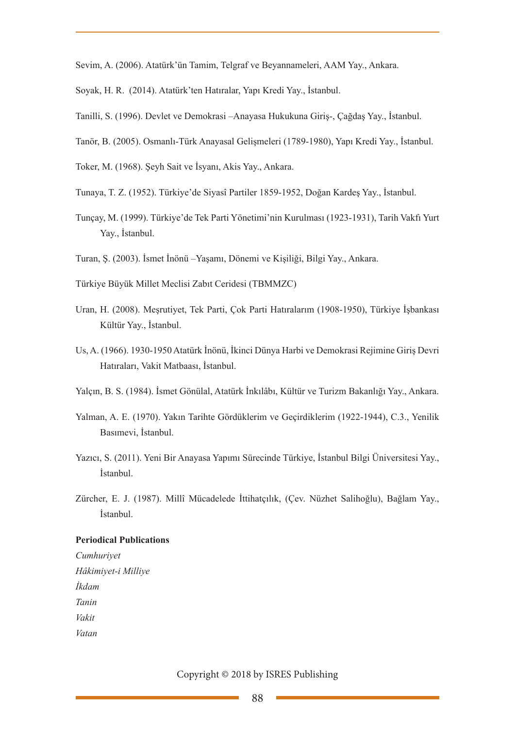Sevim, A. (2006). Atatürk'ün Tamim, Telgraf ve Beyannameleri, AAM Yay., Ankara.

Soyak, H. R. (2014). Atatürk'ten Hatıralar, Yapı Kredi Yay., İstanbul.

Tanilli, S. (1996). Devlet ve Demokrasi –Anayasa Hukukuna Giriş-, Çağdaş Yay., İstanbul.

Tanör, B. (2005). Osmanlı-Türk Anayasal Gelişmeleri (1789-1980), Yapı Kredi Yay., İstanbul.

Toker, M. (1968). Şeyh Sait ve İsyanı, Akis Yay., Ankara.

Tunaya, T. Z. (1952). Türkiye'de Siyasî Partiler 1859-1952, Doğan Kardeş Yay., İstanbul.

Tunçay, M. (1999). Türkiye'de Tek Parti Yönetimi'nin Kurulması (1923-1931), Tarih Vakfı Yurt Yay., İstanbul.

Turan, Ş. (2003). İsmet İnönü –Yaşamı, Dönemi ve Kişiliği, Bilgi Yay., Ankara.

Türkiye Büyük Millet Meclisi Zabıt Ceridesi (TBMMZC)

Uran, H. (2008). Meşrutiyet, Tek Parti, Çok Parti Hatıralarım (1908-1950), Türkiye İşbankası Kültür Yay., İstanbul.

Us, A. (1966). 1930-1950 Atatürk İnönü, İkinci Dünya Harbi ve Demokrasi Rejimine Giriş Devri Hatıraları, Vakit Matbaası, İstanbul.

Yalçın, B. S. (1984). İsmet Gönülal, Atatürk İnkılâbı, Kültür ve Turizm Bakanlığı Yay., Ankara.

Yalman, A. E. (1970). Yakın Tarihte Gördüklerim ve Geçirdiklerim (1922-1944), C.3., Yenilik Basımevi, İstanbul.

Yazıcı, S. (2011). Yeni Bir Anayasa Yapımı Sürecinde Türkiye, İstanbul Bilgi Üniversitesi Yay., İstanbul.

Zürcher, E. J. (1987). Millî Mücadelede İttihatçılık, (Çev. Nüzhet Salihoğlu), Bağlam Yay., İstanbul.

**Periodical Publications**

*Cumhuriyet*

*Hâkimiyet-i Milliye*

*İkdam*

*Tanin*

*Vakit*

*Vatan*

Copyright © 2018 by ISRES Publishing